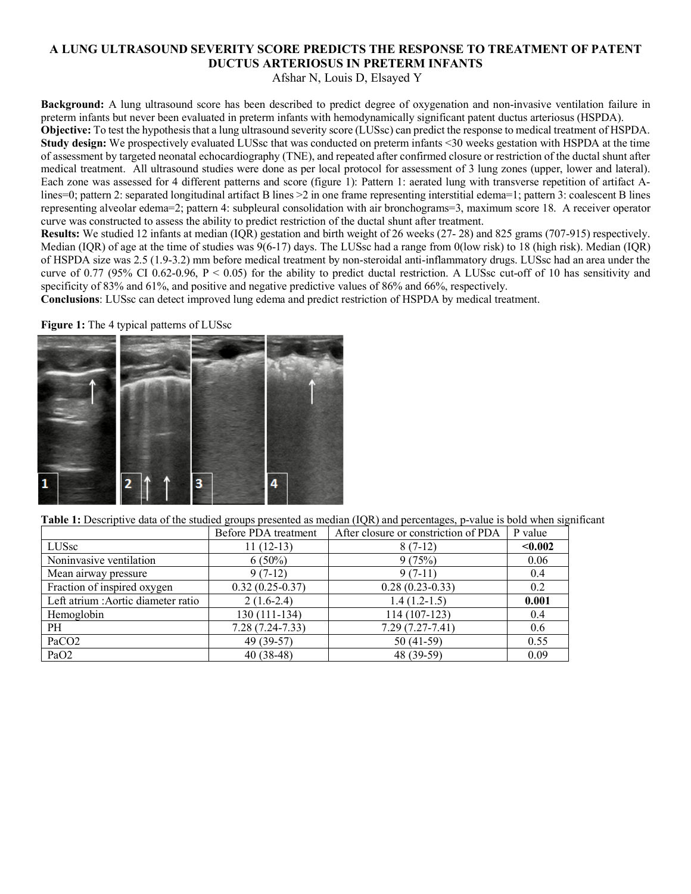# A LUNG ULTRASOUND SEVERITY SCORE PREDICTS THE RESPONSE TO TREATMENT OF PATENT DUCTUS ARTERIOSUS IN PRETERM INFANTS

Afshar N, Louis D, Elsayed Y

**Background:** A lung ultrasound score has been described to predict degree of oxygenation and non-invasive ventilation failure in preterm infants but never been evaluated in preterm infants with hemodynamically significant patent ductus arteriosus (HSPDA).

**Objective:** To test the hypothesis that a lung ultrasound severity score (LUSsc) can predict the response to medical treatment of HSPDA.

**Study design:** We prospectively evaluated LUSsc that was conducted on preterm infants <30 weeks gestation with HSPDA at the time of assessment by targeted neonatal echocardiography (TNE), and repeated after confirmed closure or restriction of the ductal shunt after medical treatment. All ultrasound studies were done as per local protocol for assessment of 3 lung zones (upper, lower and lateral). Each zone was assessed for 4 different patterns and score (figure 1): Pattern 1: aerated lung with transverse repetition of artifact A-lines=0; pattern 2: separated longitudinal artifact B lines >2 in one frame representing interstitial edema=1; pattern 3: coalescent B lines representing alveolar edema=2; pattern 4: subpleural consolidation with air bronchograms=3, maximum score 18. A receiver operator curve was constructed to assess the ability to predict restriction of the ductal shunt after treatment.

**Results:** We studied 12 infants at median (IQR) gestation and birth weight of 26 weeks (27- 28) and 825 grams (707-915) respectively. Median (IQR) of age at the time of studies was 9(6-17) days. The LUSsc had a range from 0(low risk) to 18 (high risk). Median (IQR) of HSPDA size was 2.5 (1.9-3.2) mm before medical treatment by non-steroidal anti-inflammatory drugs. LUSsc had an area under the curve of 0.77 (95% CI 0.62-0.96, $P < 0.05$) for the ability to predict ductal restriction. A LUSsc cut-off of 10 has sensitivity and specificity of 83% and 61%, and positive and negative predictive values of 86% and 66%, respectively.

**Conclusions**: LUSsc can detect improved lung edema and predict restriction of HSPDA by medical treatment.

**Figure 1:** The 4 typical patterns of LUSsc

**Table 1:** Descriptive data of the studied groups presented as median (IQR) and percentages, p-value is bold when significant

| | Before PDA treatment | After closure or constriction of PDA | P value |
|---|---|---|---|
| LUSsc | 11 (12-13) | 8 (7-12) | **<0.002** |
| Noninvasive ventilation | 6 (50%) | 9 (75%) | 0.06 |
| Mean airway pressure | 9 (7-12) | 9 (7-11) | 0.4 |
| Fraction of inspired oxygen | 0.32 (0.25-0.37) | 0.28 (0.23-0.33) | 0.2 |
| Left atrium :Aortic diameter ratio | 2 (1.6-2.4) | 1.4 (1.2-1.5) | **0.001** |
| Hemoglobin | 130 (111-134) | 114 (107-123) | 0.4 |
| PH | 7.28 (7.24-7.33) | 7.29 (7.27-7.41) | 0.6 |
| PaCO2 | 49 (39-57) | 50 (41-59) | 0.55 |
| PaO2 | 40 (38-48) | 48 (39-59) | 0.09 |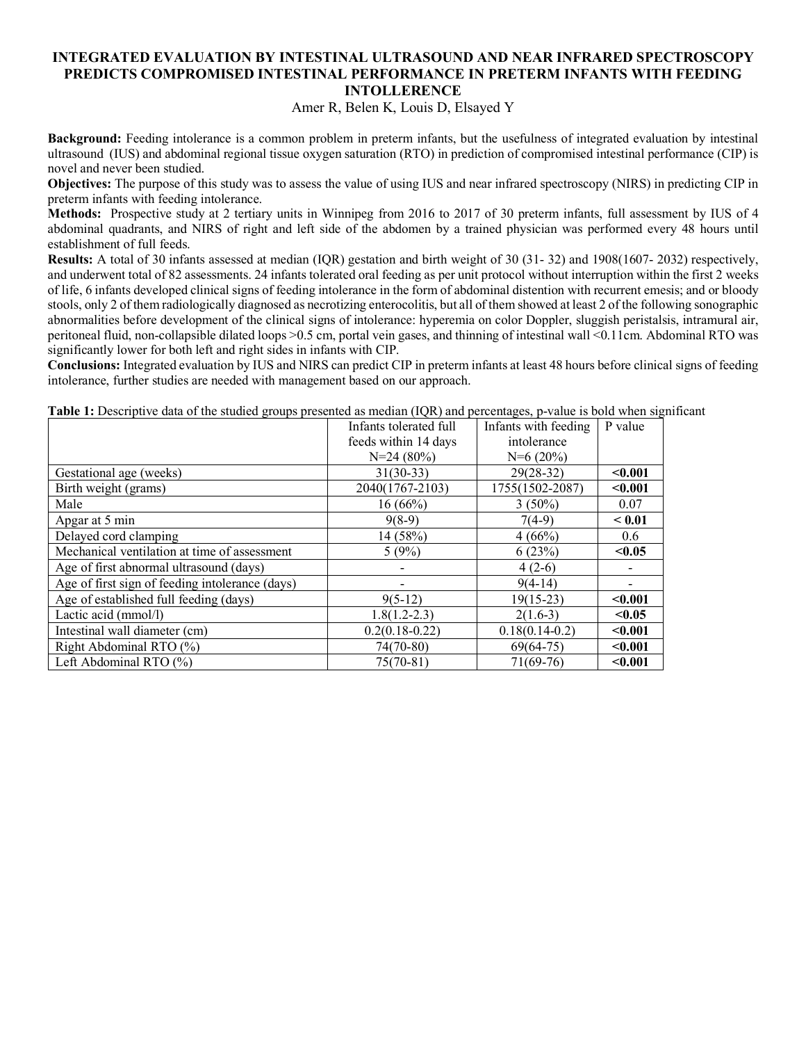# INTEGRATED EVALUATION BY INTESTINAL ULTRASOUND AND NEAR INFRARED SPECTROSCOPY PREDICTS COMPROMISED INTESTINAL PERFORMANCE IN PRETERM INFANTS WITH FEEDING INTOLLERENCE

Amer R, Belen K, Louis D, Elsayed Y

**Background:** Feeding intolerance is a common problem in preterm infants, but the usefulness of integrated evaluation by intestinal ultrasound (IUS) and abdominal regional tissue oxygen saturation (RTO) in prediction of compromised intestinal performance (CIP) is novel and never been studied.

**Objectives:** The purpose of this study was to assess the value of using IUS and near infrared spectroscopy (NIRS) in predicting CIP in preterm infants with feeding intolerance.

**Methods:** Prospective study at 2 tertiary units in Winnipeg from 2016 to 2017 of 30 preterm infants, full assessment by IUS of 4 abdominal quadrants, and NIRS of right and left side of the abdomen by a trained physician was performed every 48 hours until establishment of full feeds.

**Results:** A total of 30 infants assessed at median (IQR) gestation and birth weight of 30 (31- 32) and 1908(1607- 2032) respectively, and underwent total of 82 assessments. 24 infants tolerated oral feeding as per unit protocol without interruption within the first 2 weeks of life, 6 infants developed clinical signs of feeding intolerance in the form of abdominal distention with recurrent emesis; and or bloody stools, only 2 of them radiologically diagnosed as necrotizing enterocolitis, but all of them showed at least 2 of the following sonographic abnormalities before development of the clinical signs of intolerance: hyperemia on color Doppler, sluggish peristalsis, intramural air, peritoneal fluid, non-collapsible dilated loops >0.5 cm, portal vein gases, and thinning of intestinal wall <0.11cm. Abdominal RTO was significantly lower for both left and right sides in infants with CIP.

**Conclusions:** Integrated evaluation by IUS and NIRS can predict CIP in preterm infants at least 48 hours before clinical signs of feeding intolerance, further studies are needed with management based on our approach.

**Table 1:** Descriptive data of the studied groups presented as median (IQR) and percentages, p-value is bold when significant

| | Infants tolerated full feeds within 14 days N=24 (80%) | Infants with feeding intolerance N=6 (20%) | P value |
|---|---|---|---|
| Gestational age (weeks) | 31(30-33) | 29(28-32) | **<0.001** |
| Birth weight (grams) | 2040(1767-2103) | 1755(1502-2087) | **<0.001** |
| Male | 16 (66%) | 3 (50%) | 0.07 |
| Apgar at 5 min | 9(8-9) | 7(4-9) | **< 0.01** |
| Delayed cord clamping | 14 (58%) | 4 (66%) | 0.6 |
| Mechanical ventilation at time of assessment | 5 (9%) | 6 (23%) | **<0.05** |
| Age of first abnormal ultrasound (days) | - | 4 (2-6) | - |
| Age of first sign of feeding intolerance (days) | - | 9(4-14) | - |
| Age of established full feeding (days) | 9(5-12) | 19(15-23) | **<0.001** |
| Lactic acid (mmol/l) | 1.8(1.2-2.3) | 2(1.6-3) | **<0.05** |
| Intestinal wall diameter (cm) | 0.2(0.18-0.22) | 0.18(0.14-0.2) | **<0.001** |
| Right Abdominal RTO (%) | 74(70-80) | 69(64-75) | **<0.001** |
| Left Abdominal RTO (%) | 75(70-81) | 71(69-76) | **<0.001** |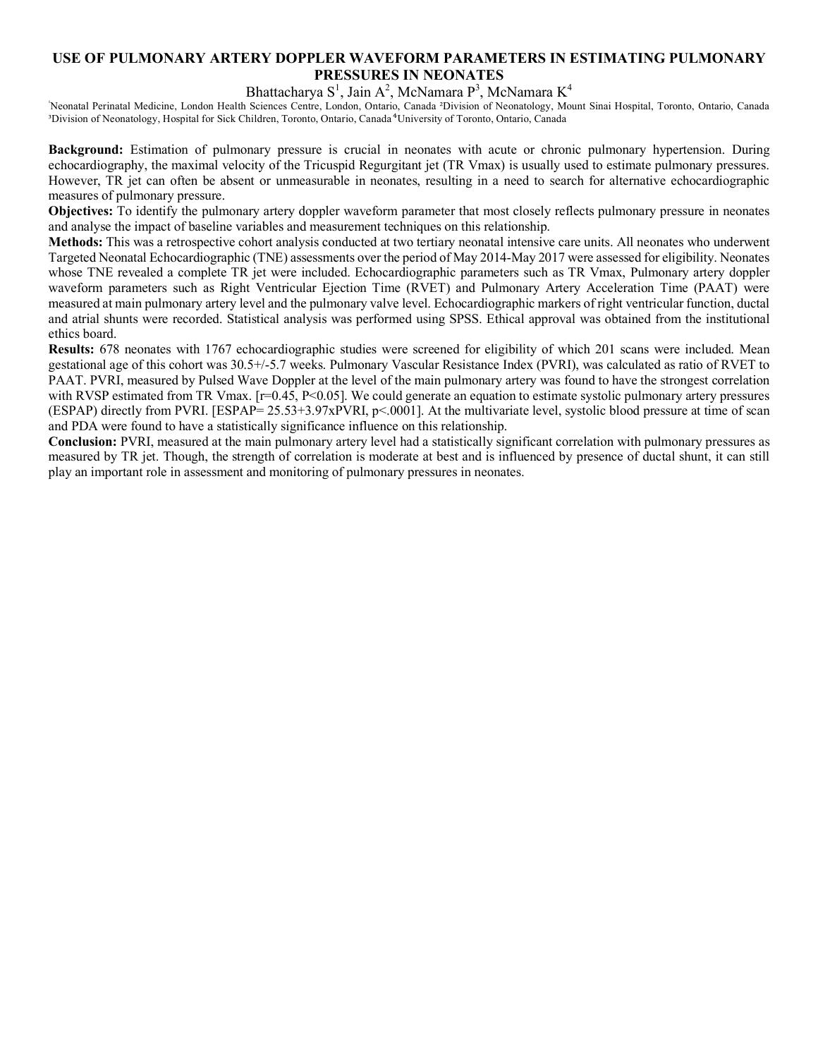# USE OF PULMONARY ARTERY DOPPLER WAVEFORM PARAMETERS IN ESTIMATING PULMONARY PRESSURES IN NEONATES

Bhattacharya S[1], Jain A[2], McNamara P[3], McNamara K[4]

[1]Neonatal Perinatal Medicine, London Health Sciences Centre, London, Ontario, Canada [2]Division of Neonatology, Mount Sinai Hospital, Toronto, Ontario, Canada [3]Division of Neonatology, Hospital for Sick Children, Toronto, Ontario, Canada [4]University of Toronto, Ontario, Canada

**Background:** Estimation of pulmonary pressure is crucial in neonates with acute or chronic pulmonary hypertension. During echocardiography, the maximal velocity of the Tricuspid Regurgitant jet (TR Vmax) is usually used to estimate pulmonary pressures. However, TR jet can often be absent or unmeasurable in neonates, resulting in a need to search for alternative echocardiographic measures of pulmonary pressure.

**Objectives:** To identify the pulmonary artery doppler waveform parameter that most closely reflects pulmonary pressure in neonates and analyse the impact of baseline variables and measurement techniques on this relationship.

**Methods:** This was a retrospective cohort analysis conducted at two tertiary neonatal intensive care units. All neonates who underwent Targeted Neonatal Echocardiographic (TNE) assessments over the period of May 2014-May 2017 were assessed for eligibility. Neonates whose TNE revealed a complete TR jet were included. Echocardiographic parameters such as TR Vmax, Pulmonary artery doppler waveform parameters such as Right Ventricular Ejection Time (RVET) and Pulmonary Artery Acceleration Time (PAAT) were measured at main pulmonary artery level and the pulmonary valve level. Echocardiographic markers of right ventricular function, ductal and atrial shunts were recorded. Statistical analysis was performed using SPSS. Ethical approval was obtained from the institutional ethics board.

**Results:** 678 neonates with 1767 echocardiographic studies were screened for eligibility of which 201 scans were included. Mean gestational age of this cohort was 30.5+/-5.7 weeks. Pulmonary Vascular Resistance Index (PVRI), was calculated as ratio of RVET to PAAT. PVRI, measured by Pulsed Wave Doppler at the level of the main pulmonary artery was found to have the strongest correlation with RVSP estimated from TR Vmax. [$r=0.45$, $P<0.05$]. We could generate an equation to estimate systolic pulmonary artery pressures (ESPAP) directly from PVRI. [$ESPAP = 25.53 + 3.97 \times PVRI$, $p<.0001$]. At the multivariate level, systolic blood pressure at time of scan and PDA were found to have a statistically significance influence on this relationship.

**Conclusion:** PVRI, measured at the main pulmonary artery level had a statistically significant correlation with pulmonary pressures as measured by TR jet. Though, the strength of correlation is moderate at best and is influenced by presence of ductal shunt, it can still play an important role in assessment and monitoring of pulmonary pressures in neonates.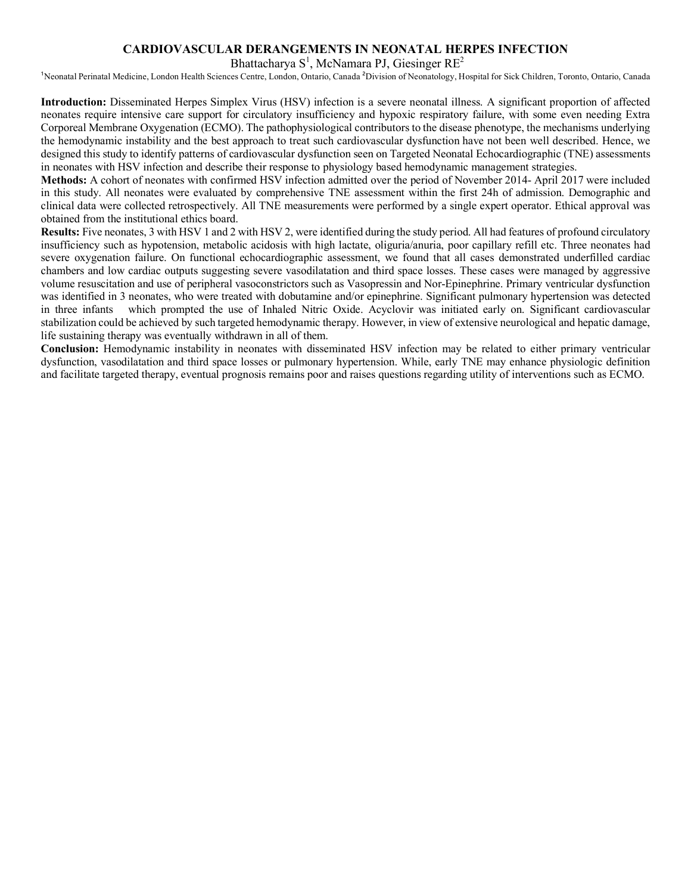# CARDIOVASCULAR DERANGEMENTS IN NEONATAL HERPES INFECTION

Bhattacharya S[1], McNamara PJ, Giesinger RE[2]

[1]Neonatal Perinatal Medicine, London Health Sciences Centre, London, Ontario, Canada [2]Division of Neonatology, Hospital for Sick Children, Toronto, Ontario, Canada

**Introduction:** Disseminated Herpes Simplex Virus (HSV) infection is a severe neonatal illness. A significant proportion of affected neonates require intensive care support for circulatory insufficiency and hypoxic respiratory failure, with some even needing Extra Corporeal Membrane Oxygenation (ECMO). The pathophysiological contributors to the disease phenotype, the mechanisms underlying the hemodynamic instability and the best approach to treat such cardiovascular dysfunction have not been well described. Hence, we designed this study to identify patterns of cardiovascular dysfunction seen on Targeted Neonatal Echocardiographic (TNE) assessments in neonates with HSV infection and describe their response to physiology based hemodynamic management strategies.

**Methods:** A cohort of neonates with confirmed HSV infection admitted over the period of November 2014- April 2017 were included in this study. All neonates were evaluated by comprehensive TNE assessment within the first 24h of admission. Demographic and clinical data were collected retrospectively. All TNE measurements were performed by a single expert operator. Ethical approval was obtained from the institutional ethics board.

**Results:** Five neonates, 3 with HSV 1 and 2 with HSV 2, were identified during the study period. All had features of profound circulatory insufficiency such as hypotension, metabolic acidosis with high lactate, oliguria/anuria, poor capillary refill etc. Three neonates had severe oxygenation failure. On functional echocardiographic assessment, we found that all cases demonstrated underfilled cardiac chambers and low cardiac outputs suggesting severe vasodilatation and third space losses. These cases were managed by aggressive volume resuscitation and use of peripheral vasoconstrictors such as Vasopressin and Nor-Epinephrine. Primary ventricular dysfunction was identified in 3 neonates, who were treated with dobutamine and/or epinephrine. Significant pulmonary hypertension was detected in three infants which prompted the use of Inhaled Nitric Oxide. Acyclovir was initiated early on. Significant cardiovascular stabilization could be achieved by such targeted hemodynamic therapy. However, in view of extensive neurological and hepatic damage, life sustaining therapy was eventually withdrawn in all of them.

**Conclusion:** Hemodynamic instability in neonates with disseminated HSV infection may be related to either primary ventricular dysfunction, vasodilatation and third space losses or pulmonary hypertension. While, early TNE may enhance physiologic definition and facilitate targeted therapy, eventual prognosis remains poor and raises questions regarding utility of interventions such as ECMO.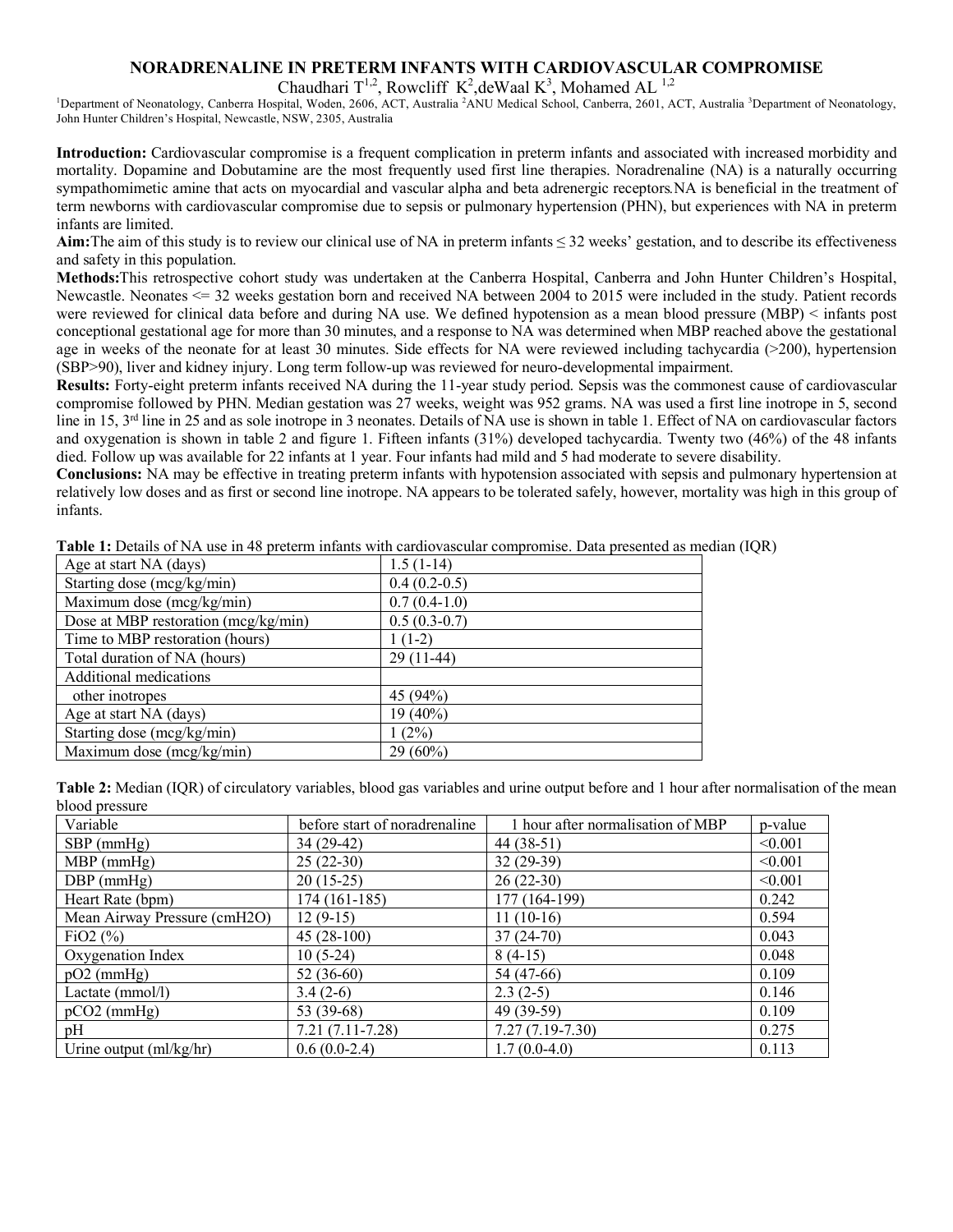# NORADRENALINE IN PRETERM INFANTS WITH CARDIOVASCULAR COMPROMISE

Chaudhari T[1,2], Rowcliff K[2], deWaal K[3], Mohamed AL [1,2]

[1]Department of Neonatology, Canberra Hospital, Woden, 2606, ACT, Australia [2]ANU Medical School, Canberra, 2601, ACT, Australia [3]Department of Neonatology, John Hunter Children's Hospital, Newcastle, NSW, 2305, Australia

**Introduction:** Cardiovascular compromise is a frequent complication in preterm infants and associated with increased morbidity and mortality. Dopamine and Dobutamine are the most frequently used first line therapies. Noradrenaline (NA) is a naturally occurring sympathomimetic amine that acts on myocardial and vascular alpha and beta adrenergic receptors.NA is beneficial in the treatment of term newborns with cardiovascular compromise due to sepsis or pulmonary hypertension (PHN), but experiences with NA in preterm infants are limited.

**Aim:**The aim of this study is to review our clinical use of NA in preterm infants ≤ 32 weeks' gestation, and to describe its effectiveness and safety in this population.

**Methods:**This retrospective cohort study was undertaken at the Canberra Hospital, Canberra and John Hunter Children's Hospital, Newcastle. Neonates <= 32 weeks gestation born and received NA between 2004 to 2015 were included in the study. Patient records were reviewed for clinical data before and during NA use. We defined hypotension as a mean blood pressure (MBP) < infants post conceptional gestational age for more than 30 minutes, and a response to NA was determined when MBP reached above the gestational age in weeks of the neonate for at least 30 minutes. Side effects for NA were reviewed including tachycardia (>200), hypertension (SBP>90), liver and kidney injury. Long term follow-up was reviewed for neuro-developmental impairment.

**Results:** Forty-eight preterm infants received NA during the 11-year study period. Sepsis was the commonest cause of cardiovascular compromise followed by PHN. Median gestation was 27 weeks, weight was 952 grams. NA was used a first line inotrope in 5, second line in 15, 3rd line in 25 and as sole inotrope in 3 neonates. Details of NA use is shown in table 1. Effect of NA on cardiovascular factors and oxygenation is shown in table 2 and figure 1. Fifteen infants (31%) developed tachycardia. Twenty two (46%) of the 48 infants died. Follow up was available for 22 infants at 1 year. Four infants had mild and 5 had moderate to severe disability.

**Conclusions:** NA may be effective in treating preterm infants with hypotension associated with sepsis and pulmonary hypertension at relatively low doses and as first or second line inotrope. NA appears to be tolerated safely, however, mortality was high in this group of infants.

**Table 1:** Details of NA use in 48 preterm infants with cardiovascular compromise. Data presented as median (IQR)

| | |
|---|---|
| Age at start NA (days) | 1.5 (1-14) |
| Starting dose (mcg/kg/min) | 0.4 (0.2-0.5) |
| Maximum dose (mcg/kg/min) | 0.7 (0.4-1.0) |
| Dose at MBP restoration (mcg/kg/min) | 0.5 (0.3-0.7) |
| Time to MBP restoration (hours) | 1 (1-2) |
| Total duration of NA (hours) | 29 (11-44) |
| Additional medications | |
| other inotropes | 45 (94%) |
| Age at start NA (days) | 19 (40%) |
| Starting dose (mcg/kg/min) | 1 (2%) |
| Maximum dose (mcg/kg/min) | 29 (60%) |

**Table 2:** Median (IQR) of circulatory variables, blood gas variables and urine output before and 1 hour after normalisation of the mean blood pressure

| Variable | before start of noradrenaline | 1 hour after normalisation of MBP | p-value |
|---|---|---|---|
| SBP (mmHg) | 34 (29-42) | 44 (38-51) | <0.001 |
| MBP (mmHg) | 25 (22-30) | 32 (29-39) | <0.001 |
| DBP (mmHg) | 20 (15-25) | 26 (22-30) | <0.001 |
| Heart Rate (bpm) | 174 (161-185) | 177 (164-199) | 0.242 |
| Mean Airway Pressure (cmH2O) | 12 (9-15) | 11 (10-16) | 0.594 |
| FiO2 (%) | 45 (28-100) | 37 (24-70) | 0.043 |
| Oxygenation Index | 10 (5-24) | 8 (4-15) | 0.048 |
| pO2 (mmHg) | 52 (36-60) | 54 (47-66) | 0.109 |
| Lactate (mmol/l) | 3.4 (2-6) | 2.3 (2-5) | 0.146 |
| pCO2 (mmHg) | 53 (39-68) | 49 (39-59) | 0.109 |
| pH | 7.21 (7.11-7.28) | 7.27 (7.19-7.30) | 0.275 |
| Urine output (ml/kg/hr) | 0.6 (0.0-2.4) | 1.7 (0.0-4.0) | 0.113 |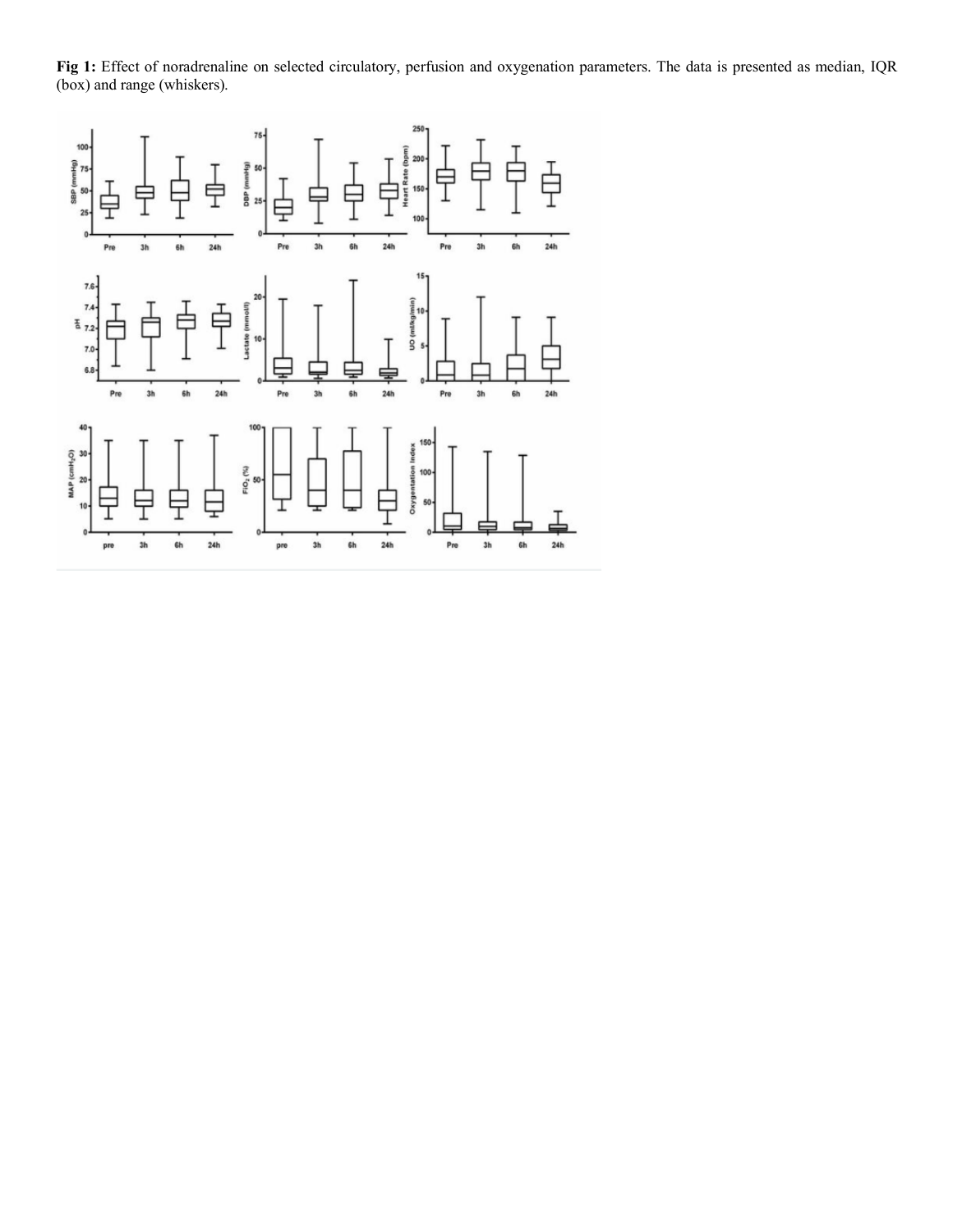**Fig 1:** Effect of noradrenaline on selected circulatory, perfusion and oxygenation parameters. The data is presented as median, IQR (box) and range (whiskers).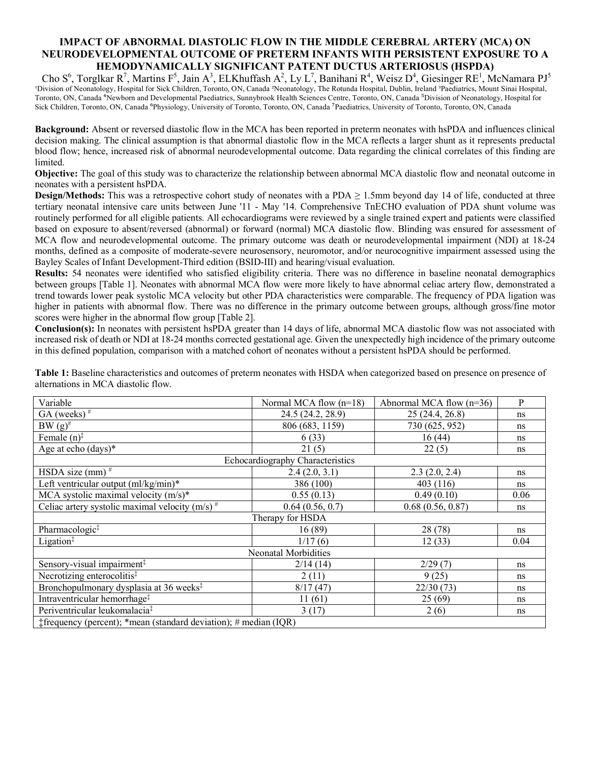# IMPACT OF ABNORMAL DIASTOLIC FLOW IN THE MIDDLE CEREBRAL ARTERY (MCA) ON NEURODEVELOPMENTAL OUTCOME OF PRETERM INFANTS WITH PERSISTENT EXPOSURE TO A HEMODYNAMICALLY SIGNIFICANT PATENT DUCTUS ARTERIOSUS (HSPDA)

Cho S[6], Torglkar R[7], Martins F[5], Jain A[3], ELKhuffash A[2], Ly L[7], Banihani R[4], Weisz D[4], Giesinger RE[1], McNamara PJ[5]

[1]Division of Neonatology, Hospital for Sick Children, Toronto, ON, Canada [2]Neonatology, The Rotunda Hospital, Dublin, Ireland [3]Paediatrics, Mount Sinai Hospital, Toronto, ON, Canada [4]Newborn and Developmental Paediatrics, Sunnybrook Health Sciences Centre, Toronto, ON, Canada [5]Division of Neonatology, Hospital for Sick Children, Toronto, ON, Canada [6]Physiology, University of Toronto, Toronto, ON, Canada [7]Paediatrics, University of Toronto, Toronto, ON, Canada

**Background:** Absent or reversed diastolic flow in the MCA has been reported in preterm neonates with hsPDA and influences clinical decision making. The clinical assumption is that abnormal diastolic flow in the MCA reflects a larger shunt as it represents preductal blood flow; hence, increased risk of abnormal neurodevelopmental outcome. Data regarding the clinical correlates of this finding are limited.

**Objective:** The goal of this study was to characterize the relationship between abnormal MCA diastolic flow and neonatal outcome in neonates with a persistent hsPDA.

**Design/Methods:** This was a retrospective cohort study of neonates with a PDA ≥ 1.5mm beyond day 14 of life, conducted at three tertiary neonatal intensive care units between June '11 - May '14. Comprehensive TnECHO evaluation of PDA shunt volume was routinely performed for all eligible patients. All echocardiograms were reviewed by a single trained expert and patients were classified based on exposure to absent/reversed (abnormal) or forward (normal) MCA diastolic flow. Blinding was ensured for assessment of MCA flow and neurodevelopmental outcome. The primary outcome was death or neurodevelopmental impairment (NDI) at 18-24 months, defined as a composite of moderate-severe neurosensory, neuromotor, and/or neurocognitive impairment assessed using the Bayley Scales of Infant Development-Third edition (BSID-III) and hearing/visual evaluation.

**Results:** 54 neonates were identified who satisfied eligibility criteria. There was no difference in baseline neonatal demographics between groups [Table 1]. Neonates with abnormal MCA flow were more likely to have abnormal celiac artery flow, demonstrated a trend towards lower peak systolic MCA velocity but other PDA characteristics were comparable. The frequency of PDA ligation was higher in patients with abnormal flow. There was no difference in the primary outcome between groups, although gross/fine motor scores were higher in the abnormal flow group [Table 2].

**Conclusion(s):** In neonates with persistent hsPDA greater than 14 days of life, abnormal MCA diastolic flow was not associated with increased risk of death or NDI at 18-24 months corrected gestational age. Given the unexpectedly high incidence of the primary outcome in this defined population, comparison with a matched cohort of neonates without a persistent hsPDA should be performed.

**Table 1:** Baseline characteristics and outcomes of preterm neonates with HSDA when categorized based on presence on presence of alternations in MCA diastolic flow.

| Variable | Normal MCA flow (n=18) | Abnormal MCA flow (n=36) | P |
|---|---|---|---|
| GA (weeks) # | 24.5 (24.2, 28.9) | 25 (24.4, 26.8) | ns |
| BW (g)# | 806 (683, 1159) | 730 (625, 952) | ns |
| Female (n)‡ | 6 (33) | 16 (44) | ns |
| Age at echo (days)* | 21 (5) | 22 (5) | ns |
| Echocardiography Characteristics | | | |
| HSDA size (mm) # | 2.4 (2.0, 3.1) | 2.3 (2.0, 2.4) | ns |
| Left ventricular output (ml/kg/min)* | 386 (100) | 403 (116) | ns |
| MCA systolic maximal velocity (m/s)* | 0.55 (0.13) | 0.49 (0.10) | 0.06 |
| Celiac artery systolic maximal velocity (m/s) # | 0.64 (0.56, 0.7) | 0.68 (0.56, 0.87) | ns |
| Therapy for HSDA | | | |
| Pharmacologic‡ | 16 (89) | 28 (78) | ns |
| Ligation‡ | 1/17 (6) | 12 (33) | 0.04 |
| Neonatal Morbidities | | | |
| Sensory-visual impairment‡ | 2/14 (14) | 2/29 (7) | ns |
| Necrotizing enterocolitis‡ | 2 (11) | 9 (25) | ns |
| Bronchopulmonary dysplasia at 36 weeks‡ | 8/17 (47) | 22/30 (73) | ns |
| Intraventricular hemorrhage‡ | 11 (61) | 25 (69) | ns |
| Periventricular leukomalacia‡ | 3 (17) | 2 (6) | ns |
| ‡frequency (percent); *mean (standard deviation); # median (IQR) | | | |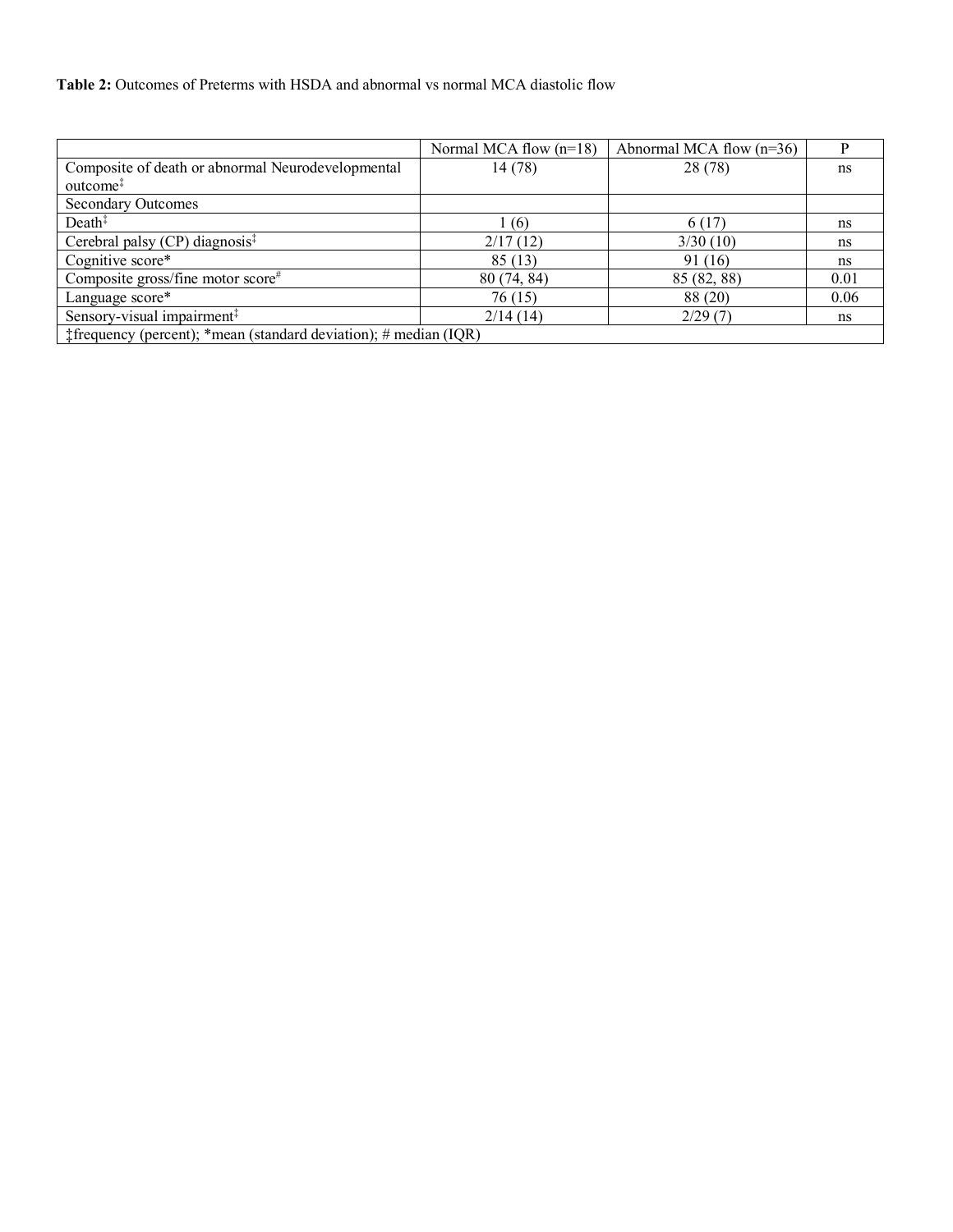**Table 2:** Outcomes of Preterms with HSDA and abnormal vs normal MCA diastolic flow

| | Normal MCA flow (n=18) | Abnormal MCA flow (n=36) | P |
|---|---|---|---|
| Composite of death or abnormal Neurodevelopmental outcome‡ | 14 (78) | 28 (78) | ns |
| Secondary Outcomes | | | |
| Death‡ | 1 (6) | 6 (17) | ns |
| Cerebral palsy (CP) diagnosis‡ | 2/17 (12) | 3/30 (10) | ns |
| Cognitive score* | 85 (13) | 91 (16) | ns |
| Composite gross/fine motor score# | 80 (74, 84) | 85 (82, 88) | 0.01 |
| Language score* | 76 (15) | 88 (20) | 0.06 |
| Sensory-visual impairment‡ | 2/14 (14) | 2/29 (7) | ns |
| ‡frequency (percent); *mean (standard deviation); # median (IQR) | | | |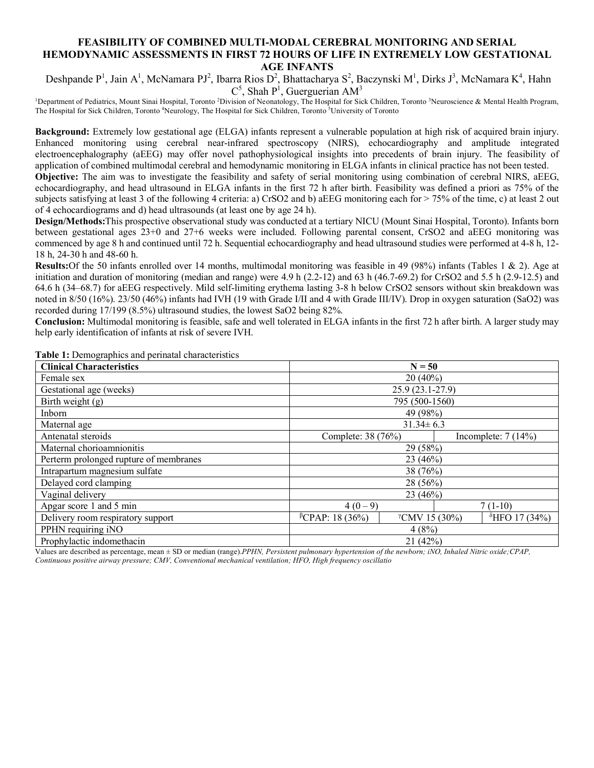# FEASIBILITY OF COMBINED MULTI-MODAL CEREBRAL MONITORING AND SERIAL HEMODYNAMIC ASSESSMENTS IN FIRST 72 HOURS OF LIFE IN EXTREMELY LOW GESTATIONAL AGE INFANTS

Deshpande P[1], Jain A[1], McNamara PJ[2], Ibarra Rios D[2], Bhattacharya S[2], Baczynski M[1], Dirks J[3], McNamara K[4], Hahn C[5], Shah P[1], Guerguerian AM[3]

[1]Department of Pediatrics, Mount Sinai Hospital, Toronto [2]Division of Neonatology, The Hospital for Sick Children, Toronto [3]Neuroscience & Mental Health Program, The Hospital for Sick Children, Toronto [4]Neurology, The Hospital for Sick Children, Toronto [5]University of Toronto

**Background:** Extremely low gestational age (ELGA) infants represent a vulnerable population at high risk of acquired brain injury. Enhanced monitoring using cerebral near-infrared spectroscopy (NIRS), echocardiography and amplitude integrated electroencephalography (aEEG) may offer novel pathophysiological insights into precedents of brain injury. The feasibility of application of combined multimodal cerebral and hemodynamic monitoring in ELGA infants in clinical practice has not been tested.

**Objective:** The aim was to investigate the feasibility and safety of serial monitoring using combination of cerebral NIRS, aEEG, echocardiography, and head ultrasound in ELGA infants in the first 72 h after birth. Feasibility was defined a priori as 75% of the subjects satisfying at least 3 of the following 4 criteria: a) CrSO2 and b) aEEG monitoring each for > 75% of the time, c) at least 2 out of 4 echocardiograms and d) head ultrasounds (at least one by age 24 h).

**Design/Methods:** This prospective observational study was conducted at a tertiary NICU (Mount Sinai Hospital, Toronto). Infants born between gestational ages 23+0 and 27+6 weeks were included. Following parental consent, CrSO2 and aEEG monitoring was commenced by age 8 h and continued until 72 h. Sequential echocardiography and head ultrasound studies were performed at 4-8 h, 12-18 h, 24-30 h and 48-60 h.

**Results:** Of the 50 infants enrolled over 14 months, multimodal monitoring was feasible in 49 (98%) infants (Tables 1 & 2). Age at initiation and duration of monitoring (median and range) were 4.9 h (2.2-12) and 63 h (46.7-69.2) for CrSO2 and 5.5 h (2.9-12.5) and 64.6 h (34–68.7) for aEEG respectively. Mild self-limiting erythema lasting 3-8 h below CrSO2 sensors without skin breakdown was noted in 8/50 (16%). 23/50 (46%) infants had IVH (19 with Grade I/II and 4 with Grade III/IV). Drop in oxygen saturation (SaO2) was recorded during 17/199 (8.5%) ultrasound studies, the lowest SaO2 being 82%.

**Conclusion:** Multimodal monitoring is feasible, safe and well tolerated in ELGA infants in the first 72 h after birth. A larger study may help early identification of infants at risk of severe IVH.

**Table 1:** Demographics and perinatal characteristics

| Clinical Characteristics | N = 50 | | |
|---|---|---|---|
| Female sex | 20 (40%) | | |
| Gestational age (weeks) | 25.9 (23.1-27.9) | | |
| Birth weight (g) | 795 (500-1560) | | |
| Inborn | 49 (98%) | | |
| Maternal age | 31.34± 6.3 | | |
| Antenatal steroids | Complete: 38 (76%) | | Incomplete: 7 (14%) |
| Maternal chorioamnionitis | 29 (58%) | | |
| Perterm prolonged rupture of membranes | 23 (46%) | | |
| Intrapartum magnesium sulfate | 38 (76%) | | |
| Delayed cord clamping | 28 (56%) | | |
| Vaginal delivery | 23 (46%) | | |
| Apgar score 1 and 5 min | 4 (0 – 9) | | 7 (1-10) |
| Delivery room respiratory support | [β]CPAP: 18 (36%) | [ϒ]CMV 15 (30%) | [δ]HFO 17 (34%) |
| PPHN requiring iNO | 4 (8%) | | |
| Prophylactic indomethacin | 21 (42%) | | |

Values are described as percentage, mean ± SD or median (range).*PPHN, Persistent pulmonary hypertension of the newborn; iNO, Inhaled Nitric oxide;CPAP, Continuous positive airway pressure; CMV, Conventional mechanical ventilation; HFO, High frequency oscillatio*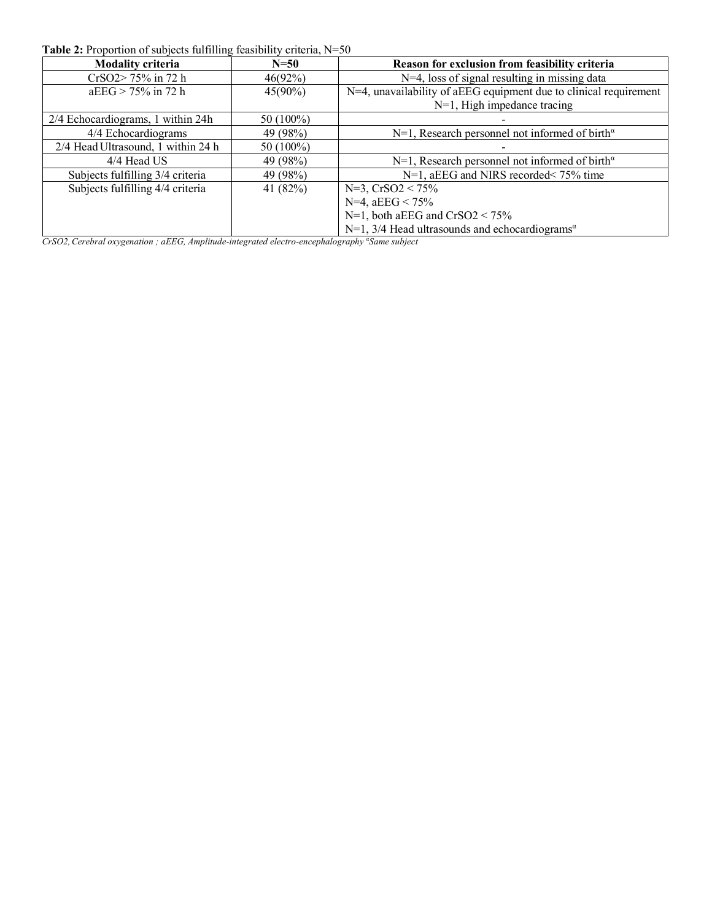**Table 2:** Proportion of subjects fulfilling feasibility criteria, N=50

| Modality criteria | N=50 | Reason for exclusion from feasibility criteria |
|---|---|---|
| CrSO2> 75% in 72 h | 46(92%) | N=4, loss of signal resulting in missing data |
| aEEG > 75% in 72 h | 45(90%) | N=4, unavailability of aEEG equipment due to clinical requirement<br>N=1, High impedance tracing |
| 2/4 Echocardiograms, 1 within 24h | 50 (100%) | - |
| 4/4 Echocardiograms | 49 (98%) | N=1, Research personnel not informed of birth[α] |
| 2/4 Head Ultrasound, 1 within 24 h | 50 (100%) | - |
| 4/4 Head US | 49 (98%) | N=1, Research personnel not informed of birth[α] |
| Subjects fulfilling 3/4 criteria | 49 (98%) | N=1, aEEG and NIRS recorded< 75% time |
| Subjects fulfilling 4/4 criteria | 41 (82%) | N=3, CrSO2 < 75%<br>N=4, aEEG < 75%<br>N=1, both aEEG and CrSO2 < 75%<br>N=1, 3/4 Head ultrasounds and echocardiograms[α] |

*CrSO2, Cerebral oxygenation ; aEEG, Amplitude-integrated electro-encephalography [α]Same subject*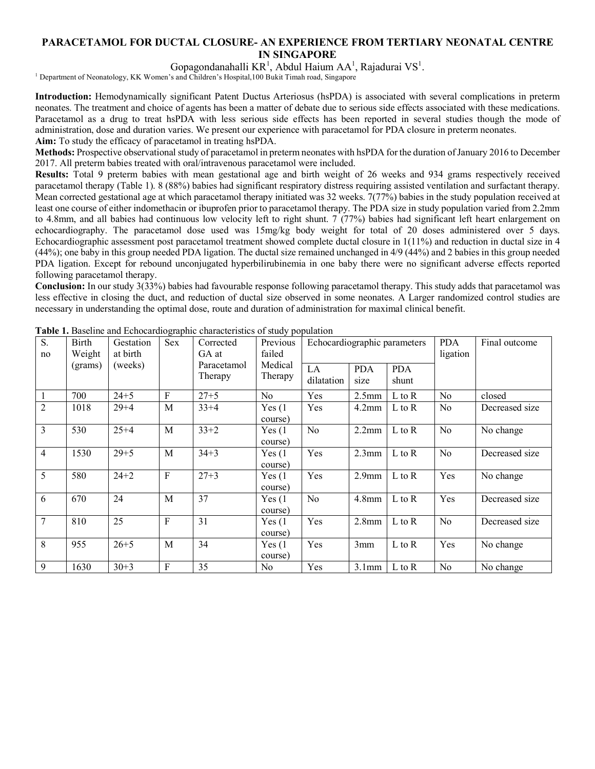# PARACETAMOL FOR DUCTAL CLOSURE- AN EXPERIENCE FROM TERTIARY NEONATAL CENTRE IN SINGAPORE

Gopagondanahalli KR[1], Abdul Haium AA[1], Rajadurai VS[1].

[1] Department of Neonatology, KK Women's and Children's Hospital,100 Bukit Timah road, Singapore

**Introduction:** Hemodynamically significant Patent Ductus Arteriosus (hsPDA) is associated with several complications in preterm neonates. The treatment and choice of agents has been a matter of debate due to serious side effects associated with these medications. Paracetamol as a drug to treat hsPDA with less serious side effects has been reported in several studies though the mode of administration, dose and duration varies. We present our experience with paracetamol for PDA closure in preterm neonates.

**Aim:** To study the efficacy of paracetamol in treating hsPDA.

**Methods:** Prospective observational study of paracetamol in preterm neonates with hsPDA for the duration of January 2016 to December 2017. All preterm babies treated with oral/intravenous paracetamol were included.

**Results:** Total 9 preterm babies with mean gestational age and birth weight of 26 weeks and 934 grams respectively received paracetamol therapy (Table 1). 8 (88%) babies had significant respiratory distress requiring assisted ventilation and surfactant therapy. Mean corrected gestational age at which paracetamol therapy initiated was 32 weeks. 7(77%) babies in the study population received at least one course of either indomethacin or ibuprofen prior to paracetamol therapy. The PDA size in study population varied from 2.2mm to 4.8mm, and all babies had continuous low velocity left to right shunt. 7 (77%) babies had significant left heart enlargement on echocardiography. The paracetamol dose used was 15mg/kg body weight for total of 20 doses administered over 5 days. Echocardiographic assessment post paracetamol treatment showed complete ductal closure in 1(11%) and reduction in ductal size in 4 (44%); one baby in this group needed PDA ligation. The ductal size remained unchanged in 4/9 (44%) and 2 babies in this group needed PDA ligation. Except for rebound unconjugated hyperbilirubinemia in one baby there were no significant adverse effects reported following paracetamol therapy.

**Conclusion:** In our study 3(33%) babies had favourable response following paracetamol therapy. This study adds that paracetamol was less effective in closing the duct, and reduction of ductal size observed in some neonates. A Larger randomized control studies are necessary in understanding the optimal dose, route and duration of administration for maximal clinical benefit.

**Table 1.** Baseline and Echocardiographic characteristics of study population

| S. no | Birth Weight (grams) | Gestation at birth (weeks) | Sex | Corrected GA at Paracetamol Therapy | Previous failed Medical Therapy | Echocardiographic parameters | | | PDA ligation | Final outcome |
|---|---|---|---|---|---|---|---|---|---|---|
| | | | | | | LA dilatation | PDA size | PDA shunt | | |
| 1 | 700 | 24+5 | F | 27+5 | No | Yes | 2.5mm | L to R | No | closed |
| 2 | 1018 | 29+4 | M | 33+4 | Yes (1 course) | Yes | 4.2mm | L to R | No | Decreased size |
| 3 | 530 | 25+4 | M | 33+2 | Yes (1 course) | No | 2.2mm | L to R | No | No change |
| 4 | 1530 | 29+5 | M | 34+3 | Yes (1 course) | Yes | 2.3mm | L to R | No | Decreased size |
| 5 | 580 | 24+2 | F | 27+3 | Yes (1 course) | Yes | 2.9mm | L to R | Yes | No change |
| 6 | 670 | 24 | M | 37 | Yes (1 course) | No | 4.8mm | L to R | Yes | Decreased size |
| 7 | 810 | 25 | F | 31 | Yes (1 course) | Yes | 2.8mm | L to R | No | Decreased size |
| 8 | 955 | 26+5 | M | 34 | Yes (1 course) | Yes | 3mm | L to R | Yes | No change |
| 9 | 1630 | 30+3 | F | 35 | No | Yes | 3.1mm | L to R | No | No change |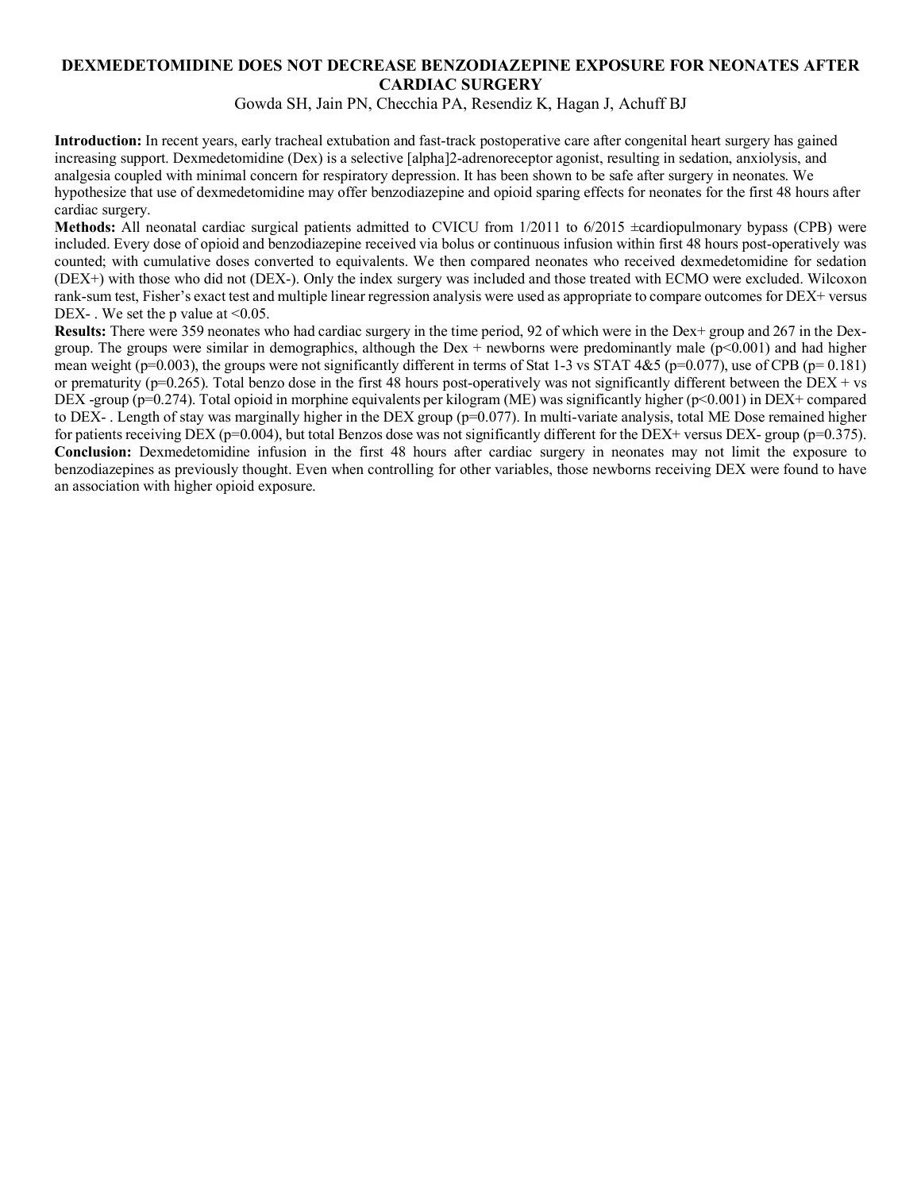# DEXMEDETOMIDINE DOES NOT DECREASE BENZODIAZEPINE EXPOSURE FOR NEONATES AFTER CARDIAC SURGERY

Gowda SH, Jain PN, Checchia PA, Resendiz K, Hagan J, Achuff BJ

**Introduction:** In recent years, early tracheal extubation and fast-track postoperative care after congenital heart surgery has gained increasing support. Dexmedetomidine (Dex) is a selective [alpha]2-adrenoreceptor agonist, resulting in sedation, anxiolysis, and analgesia coupled with minimal concern for respiratory depression. It has been shown to be safe after surgery in neonates. We hypothesize that use of dexmedetomidine may offer benzodiazepine and opioid sparing effects for neonates for the first 48 hours after cardiac surgery.

**Methods:** All neonatal cardiac surgical patients admitted to CVICU from 1/2011 to 6/2015 ±cardiopulmonary bypass (CPB) were included. Every dose of opioid and benzodiazepine received via bolus or continuous infusion within first 48 hours post-operatively was counted; with cumulative doses converted to equivalents. We then compared neonates who received dexmedetomidine for sedation (DEX+) with those who did not (DEX-). Only the index surgery was included and those treated with ECMO were excluded. Wilcoxon rank-sum test, Fisher's exact test and multiple linear regression analysis were used as appropriate to compare outcomes for DEX+ versus DEX- . We set the p value at <0.05.

**Results:** There were 359 neonates who had cardiac surgery in the time period, 92 of which were in the Dex+ group and 267 in the Dex- group. The groups were similar in demographics, although the Dex + newborns were predominantly male ($p<0.001$) and had higher mean weight ($p=0.003$), the groups were not significantly different in terms of Stat 1-3 vs STAT 4&5 ($p=0.077$), use of CPB ($p= 0.181$) or prematurity ($p=0.265$). Total benzo dose in the first 48 hours post-operatively was not significantly different between the DEX + vs DEX -group ($p=0.274$). Total opioid in morphine equivalents per kilogram (ME) was significantly higher ($p<0.001$) in DEX+ compared to DEX- . Length of stay was marginally higher in the DEX group ($p=0.077$). In multi-variate analysis, total ME Dose remained higher for patients receiving DEX ($p=0.004$), but total Benzos dose was not significantly different for the DEX+ versus DEX- group ($p=0.375$).

**Conclusion:** Dexmedetomidine infusion in the first 48 hours after cardiac surgery in neonates may not limit the exposure to benzodiazepines as previously thought. Even when controlling for other variables, those newborns receiving DEX were found to have an association with higher opioid exposure.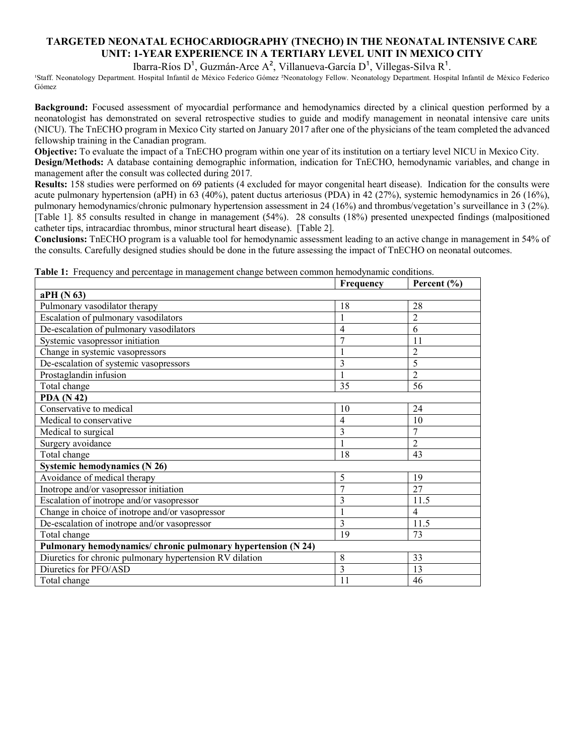# TARGETED NEONATAL ECHOCARDIOGRAPHY (TNECHO) IN THE NEONATAL INTENSIVE CARE UNIT: 1-YEAR EXPERIENCE IN A TERTIARY LEVEL UNIT IN MEXICO CITY

Ibarra-Ríos D[1], Guzmán-Arce A[2], Villanueva-García D[1], Villegas-Silva R[1].

[1]Staff. Neonatology Department. Hospital Infantil de México Federico Gómez [2]Neonatology Fellow. Neonatology Department. Hospital Infantil de México Federico Gómez

**Background:** Focused assessment of myocardial performance and hemodynamics directed by a clinical question performed by a neonatologist has demonstrated on several retrospective studies to guide and modify management in neonatal intensive care units (NICU). The TnECHO program in Mexico City started on January 2017 after one of the physicians of the team completed the advanced fellowship training in the Canadian program.

**Objective:** To evaluate the impact of a TnECHO program within one year of its institution on a tertiary level NICU in Mexico City.

**Design/Methods:** A database containing demographic information, indication for TnECHO, hemodynamic variables, and change in management after the consult was collected during 2017.

**Results:** 158 studies were performed on 69 patients (4 excluded for mayor congenital heart disease). Indication for the consults were acute pulmonary hypertension (aPH) in 63 (40%), patent ductus arteriosus (PDA) in 42 (27%), systemic hemodynamics in 26 (16%), pulmonary hemodynamics/chronic pulmonary hypertension assessment in 24 (16%) and thrombus/vegetation's surveillance in 3 (2%). [Table 1]. 85 consults resulted in change in management (54%). 28 consults (18%) presented unexpected findings (malpositioned catheter tips, intracardiac thrombus, minor structural heart disease). [Table 2].

**Conclusions:** TnECHO program is a valuable tool for hemodynamic assessment leading to an active change in management in 54% of the consults. Carefully designed studies should be done in the future assessing the impact of TnECHO on neonatal outcomes.

**Table 1:** Frequency and percentage in management change between common hemodynamic conditions.

| | Frequency | Percent (%) |
|---|---|---|
| **aPH (N 63)** | | |
| Pulmonary vasodilator therapy | 18 | 28 |
| Escalation of pulmonary vasodilators | 1 | 2 |
| De-escalation of pulmonary vasodilators | 4 | 6 |
| Systemic vasopressor initiation | 7 | 11 |
| Change in systemic vasopressors | 1 | 2 |
| De-escalation of systemic vasopressors | 3 | 5 |
| Prostaglandin infusion | 1 | 2 |
| Total change | 35 | 56 |
| **PDA (N 42)** | | |
| Conservative to medical | 10 | 24 |
| Medical to conservative | 4 | 10 |
| Medical to surgical | 3 | 7 |
| Surgery avoidance | 1 | 2 |
| Total change | 18 | 43 |
| **Systemic hemodynamics (N 26)** | | |
| Avoidance of medical therapy | 5 | 19 |
| Inotrope and/or vasopressor initiation | 7 | 27 |
| Escalation of inotrope and/or vasopressor | 3 | 11.5 |
| Change in choice of inotrope and/or vasopressor | 1 | 4 |
| De-escalation of inotrope and/or vasopressor | 3 | 11.5 |
| Total change | 19 | 73 |
| **Pulmonary hemodynamics/ chronic pulmonary hypertension (N 24)** | | |
| Diuretics for chronic pulmonary hypertension RV dilation | 8 | 33 |
| Diuretics for PFO/ASD | 3 | 13 |
| Total change | 11 | 46 |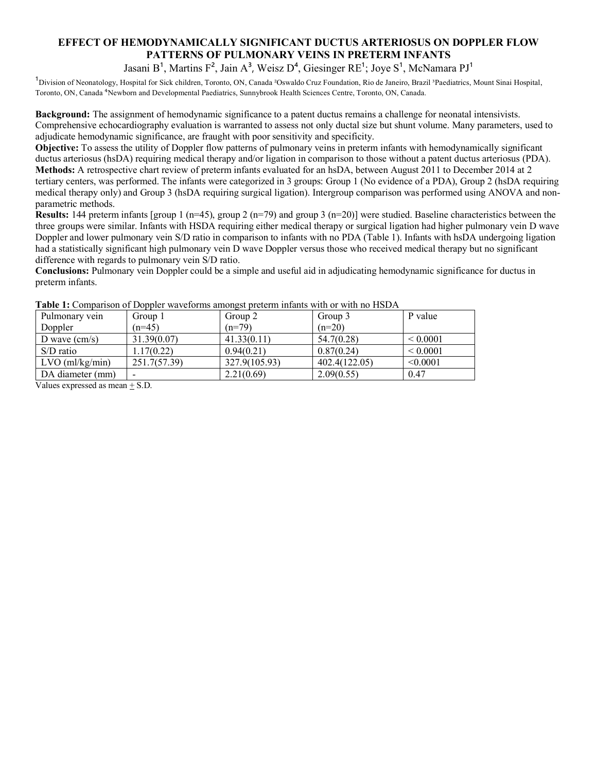# EFFECT OF HEMODYNAMICALLY SIGNIFICANT DUCTUS ARTERIOSUS ON DOPPLER FLOW PATTERNS OF PULMONARY VEINS IN PRETERM INFANTS

Jasani B[1], Martins F[2], Jain A[3], Weisz D[4], Giesinger RE[1]; Joye S[1], McNamara PJ[1]

[1]Division of Neonatology, Hospital for Sick children, Toronto, ON, Canada [2]Oswaldo Cruz Foundation, Rio de Janeiro, Brazil [3]Paediatrics, Mount Sinai Hospital, Toronto, ON, Canada [4]Newborn and Developmental Paediatrics, Sunnybrook Health Sciences Centre, Toronto, ON, Canada.

**Background:** The assignment of hemodynamic significance to a patent ductus remains a challenge for neonatal intensivists. Comprehensive echocardiography evaluation is warranted to assess not only ductal size but shunt volume. Many parameters, used to adjudicate hemodynamic significance, are fraught with poor sensitivity and specificity.

**Objective:** To assess the utility of Doppler flow patterns of pulmonary veins in preterm infants with hemodynamically significant ductus arteriosus (hsDA) requiring medical therapy and/or ligation in comparison to those without a patent ductus arteriosus (PDA).

**Methods:** A retrospective chart review of preterm infants evaluated for an hsDA, between August 2011 to December 2014 at 2 tertiary centers, was performed. The infants were categorized in 3 groups: Group 1 (No evidence of a PDA), Group 2 (hsDA requiring medical therapy only) and Group 3 (hsDA requiring surgical ligation). Intergroup comparison was performed using ANOVA and non-parametric methods.

**Results:** 144 preterm infants [group 1 (n=45), group 2 (n=79) and group 3 (n=20)] were studied. Baseline characteristics between the three groups were similar. Infants with HSDA requiring either medical therapy or surgical ligation had higher pulmonary vein D wave Doppler and lower pulmonary vein S/D ratio in comparison to infants with no PDA (Table 1). Infants with hsDA undergoing ligation had a statistically significant high pulmonary vein D wave Doppler versus those who received medical therapy but no significant difference with regards to pulmonary vein S/D ratio.

**Conclusions:** Pulmonary vein Doppler could be a simple and useful aid in adjudicating hemodynamic significance for ductus in preterm infants.

**Table 1:** Comparison of Doppler waveforms amongst preterm infants with or with no HSDA

| Pulmonary vein Doppler | Group 1 (n=45) | Group 2 (n=79) | Group 3 (n=20) | P value |
|---|---|---|---|---|
| D wave (cm/s) | 31.39(0.07) | 41.33(0.11) | 54.7(0.28) | < 0.0001 |
| S/D ratio | 1.17(0.22) | 0.94(0.21) | 0.87(0.24) | < 0.0001 |
| LVO (ml/kg/min) | 251.7(57.39) | 327.9(105.93) | 402.4(122.05) | <0.0001 |
| DA diameter (mm) | - | 2.21(0.69) | 2.09(0.55) | 0.47 |

Values expressed as mean ± S.D.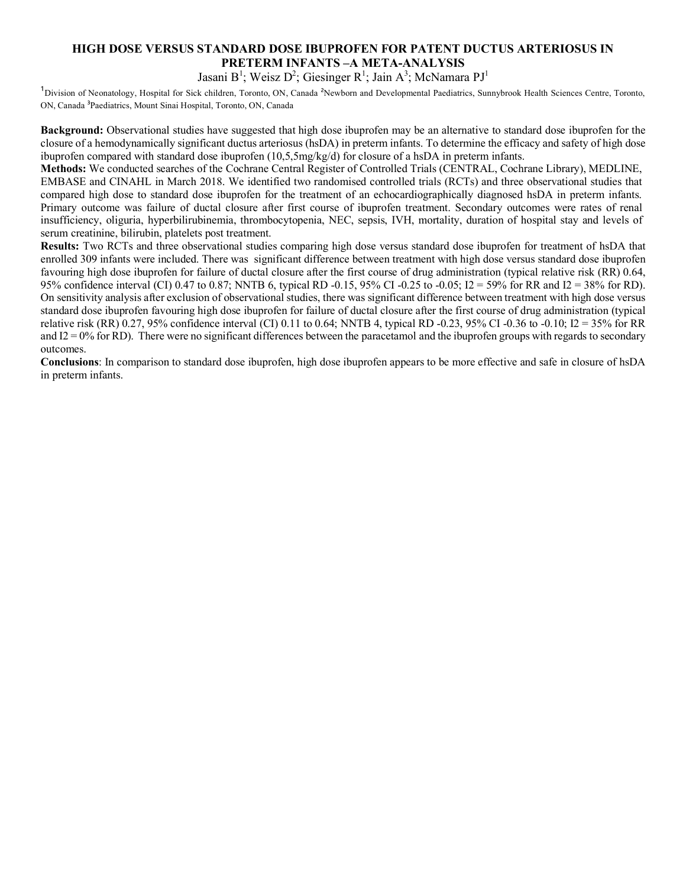# HIGH DOSE VERSUS STANDARD DOSE IBUPROFEN FOR PATENT DUCTUS ARTERIOSUS IN PRETERM INFANTS –A META-ANALYSIS

Jasani B[1]; Weisz D[2]; Giesinger R[1]; Jain A[3]; McNamara PJ[1]

[1]Division of Neonatology, Hospital for Sick children, Toronto, ON, Canada [2]Newborn and Developmental Paediatrics, Sunnybrook Health Sciences Centre, Toronto, ON, Canada [3]Paediatrics, Mount Sinai Hospital, Toronto, ON, Canada

**Background:** Observational studies have suggested that high dose ibuprofen may be an alternative to standard dose ibuprofen for the closure of a hemodynamically significant ductus arteriosus (hsDA) in preterm infants. To determine the efficacy and safety of high dose ibuprofen compared with standard dose ibuprofen (10,5,5mg/kg/d) for closure of a hsDA in preterm infants.

**Methods:** We conducted searches of the Cochrane Central Register of Controlled Trials (CENTRAL, Cochrane Library), MEDLINE, EMBASE and CINAHL in March 2018. We identified two randomised controlled trials (RCTs) and three observational studies that compared high dose to standard dose ibuprofen for the treatment of an echocardiographically diagnosed hsDA in preterm infants. Primary outcome was failure of ductal closure after first course of ibuprofen treatment. Secondary outcomes were rates of renal insufficiency, oliguria, hyperbilirubinemia, thrombocytopenia, NEC, sepsis, IVH, mortality, duration of hospital stay and levels of serum creatinine, bilirubin, platelets post treatment.

**Results:** Two RCTs and three observational studies comparing high dose versus standard dose ibuprofen for treatment of hsDA that enrolled 309 infants were included. There was significant difference between treatment with high dose versus standard dose ibuprofen favouring high dose ibuprofen for failure of ductal closure after the first course of drug administration (typical relative risk (RR) 0.64, 95% confidence interval (CI) 0.47 to 0.87; NNTB 6, typical RD -0.15, 95% CI -0.25 to -0.05; I2 = 59% for RR and I2 = 38% for RD). On sensitivity analysis after exclusion of observational studies, there was significant difference between treatment with high dose versus standard dose ibuprofen favouring high dose ibuprofen for failure of ductal closure after the first course of drug administration (typical relative risk (RR) 0.27, 95% confidence interval (CI) 0.11 to 0.64; NNTB 4, typical RD -0.23, 95% CI -0.36 to -0.10; I2 = 35% for RR and I2 = 0% for RD). There were no significant differences between the paracetamol and the ibuprofen groups with regards to secondary outcomes.

**Conclusions**: In comparison to standard dose ibuprofen, high dose ibuprofen appears to be more effective and safe in closure of hsDA in preterm infants.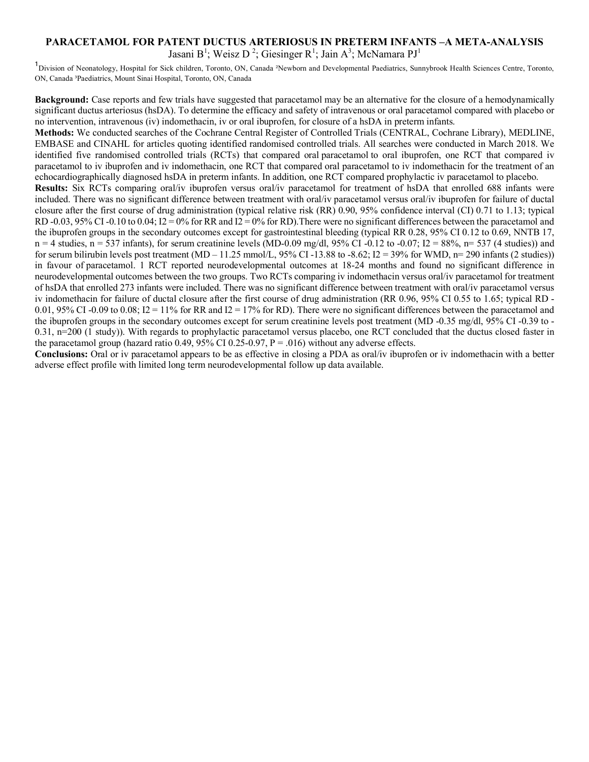# PARACETAMOL FOR PATENT DUCTUS ARTERIOSUS IN PRETERM INFANTS –A META-ANALYSIS

Jasani B[1]; Weisz D[2]; Giesinger R[1]; Jain A[3]; McNamara PJ[1]

[1]Division of Neonatology, Hospital for Sick children, Toronto, ON, Canada [2]Newborn and Developmental Paediatrics, Sunnybrook Health Sciences Centre, Toronto, ON, Canada [3]Paediatrics, Mount Sinai Hospital, Toronto, ON, Canada

**Background:** Case reports and few trials have suggested that paracetamol may be an alternative for the closure of a hemodynamically significant ductus arteriosus (hsDA). To determine the efficacy and safety of intravenous or oral paracetamol compared with placebo or no intervention, intravenous (iv) indomethacin, iv or oral ibuprofen, for closure of a hsDA in preterm infants.

**Methods:** We conducted searches of the Cochrane Central Register of Controlled Trials (CENTRAL, Cochrane Library), MEDLINE, EMBASE and CINAHL for articles quoting identified randomised controlled trials. All searches were conducted in March 2018. We identified five randomised controlled trials (RCTs) that compared oral paracetamol to oral ibuprofen, one RCT that compared iv paracetamol to iv ibuprofen and iv indomethacin, one RCT that compared oral paracetamol to iv indomethacin for the treatment of an echocardiographically diagnosed hsDA in preterm infants. In addition, one RCT compared prophylactic iv paracetamol to placebo.

**Results:** Six RCTs comparing oral/iv ibuprofen versus oral/iv paracetamol for treatment of hsDA that enrolled 688 infants were included. There was no significant difference between treatment with oral/iv paracetamol versus oral/iv ibuprofen for failure of ductal closure after the first course of drug administration (typical relative risk (RR) 0.90, 95% confidence interval (CI) 0.71 to 1.13; typical RD -0.03, 95% CI -0.10 to 0.04; I2 = 0% for RR and I2 = 0% for RD).There were no significant differences between the paracetamol and the ibuprofen groups in the secondary outcomes except for gastrointestinal bleeding (typical RR 0.28, 95% CI 0.12 to 0.69, NNTB 17, n = 4 studies, n = 537 infants), for serum creatinine levels (MD-0.09 mg/dl, 95% CI -0.12 to -0.07; I2 = 88%, n= 537 (4 studies)) and for serum bilirubin levels post treatment (MD – 11.25 mmol/L, 95% CI -13.88 to -8.62; I2 = 39% for WMD, n= 290 infants (2 studies)) in favour of paracetamol. 1 RCT reported neurodevelopmental outcomes at 18-24 months and found no significant difference in neurodevelopmental outcomes between the two groups. Two RCTs comparing iv indomethacin versus oral/iv paracetamol for treatment of hsDA that enrolled 273 infants were included. There was no significant difference between treatment with oral/iv paracetamol versus iv indomethacin for failure of ductal closure after the first course of drug administration (RR 0.96, 95% CI 0.55 to 1.65; typical RD -0.01, 95% CI -0.09 to 0.08; I2 = 11% for RR and I2 = 17% for RD). There were no significant differences between the paracetamol and the ibuprofen groups in the secondary outcomes except for serum creatinine levels post treatment (MD -0.35 mg/dl, 95% CI -0.39 to -0.31, n=200 (1 study)). With regards to prophylactic paracetamol versus placebo, one RCT concluded that the ductus closed faster in the paracetamol group (hazard ratio 0.49, 95% CI 0.25-0.97, P = .016) without any adverse effects.

**Conclusions:** Oral or iv paracetamol appears to be as effective in closing a PDA as oral/iv ibuprofen or iv indomethacin with a better adverse effect profile with limited long term neurodevelopmental follow up data available.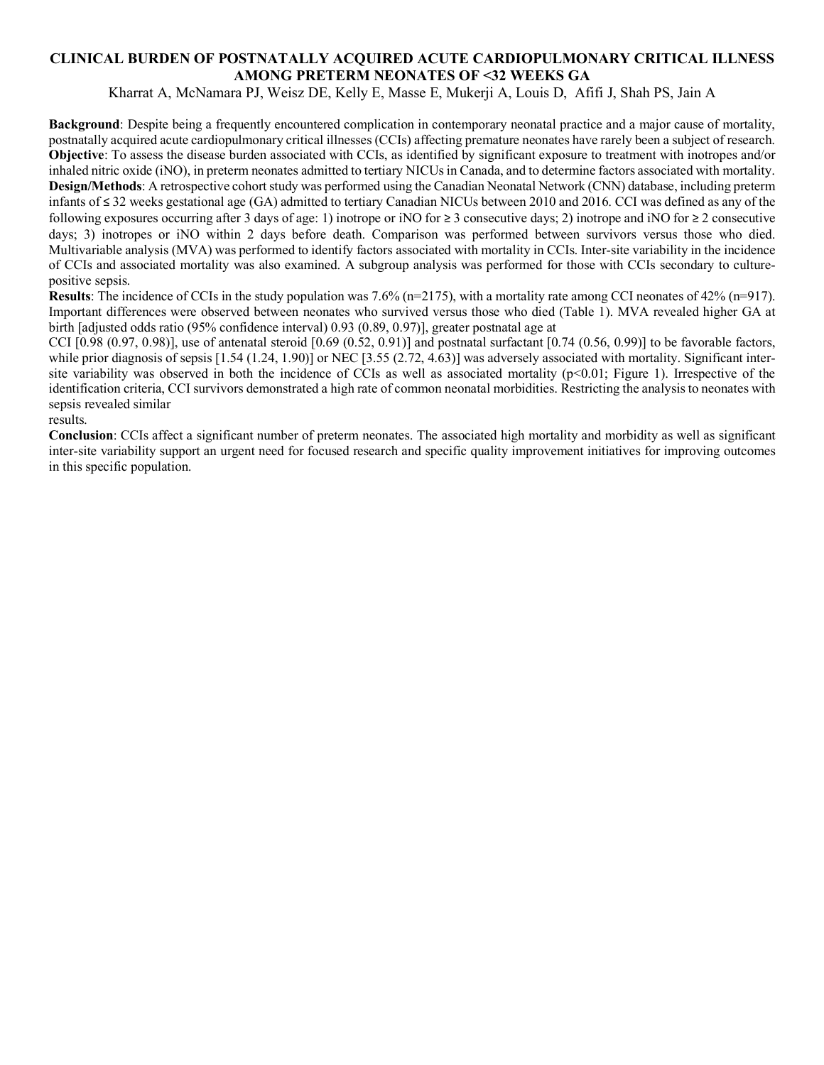# CLINICAL BURDEN OF POSTNATALLY ACQUIRED ACUTE CARDIOPULMONARY CRITICAL ILLNESS AMONG PRETERM NEONATES OF <32 WEEKS GA

Kharrat A, McNamara PJ, Weisz DE, Kelly E, Masse E, Mukerji A, Louis D, Afifi J, Shah PS, Jain A

**Background**: Despite being a frequently encountered complication in contemporary neonatal practice and a major cause of mortality, postnatally acquired acute cardiopulmonary critical illnesses (CCIs) affecting premature neonates have rarely been a subject of research.

**Objective**: To assess the disease burden associated with CCIs, as identified by significant exposure to treatment with inotropes and/or inhaled nitric oxide (iNO), in preterm neonates admitted to tertiary NICUs in Canada, and to determine factors associated with mortality.

**Design/Methods**: A retrospective cohort study was performed using the Canadian Neonatal Network (CNN) database, including preterm infants of ≤ 32 weeks gestational age (GA) admitted to tertiary Canadian NICUs between 2010 and 2016. CCI was defined as any of the following exposures occurring after 3 days of age: 1) inotrope or iNO for ≥ 3 consecutive days; 2) inotrope and iNO for ≥ 2 consecutive days; 3) inotropes or iNO within 2 days before death. Comparison was performed between survivors versus those who died. Multivariable analysis (MVA) was performed to identify factors associated with mortality in CCIs. Inter-site variability in the incidence of CCIs and associated mortality was also examined. A subgroup analysis was performed for those with CCIs secondary to culture-positive sepsis.

**Results**: The incidence of CCIs in the study population was 7.6% (n=2175), with a mortality rate among CCI neonates of 42% (n=917). Important differences were observed between neonates who survived versus those who died (Table 1). MVA revealed higher GA at birth [adjusted odds ratio (95% confidence interval) 0.93 (0.89, 0.97)], greater postnatal age at CCI [0.98 (0.97, 0.98)], use of antenatal steroid [0.69 (0.52, 0.91)] and postnatal surfactant [0.74 (0.56, 0.99)] to be favorable factors, while prior diagnosis of sepsis [1.54 (1.24, 1.90)] or NEC [3.55 (2.72, 4.63)] was adversely associated with mortality. Significant inter-site variability was observed in both the incidence of CCIs as well as associated mortality ($p<0.01$; Figure 1). Irrespective of the identification criteria, CCI survivors demonstrated a high rate of common neonatal morbidities. Restricting the analysis to neonates with sepsis revealed similar results.

**Conclusion**: CCIs affect a significant number of preterm neonates. The associated high mortality and morbidity as well as significant inter-site variability support an urgent need for focused research and specific quality improvement initiatives for improving outcomes in this specific population.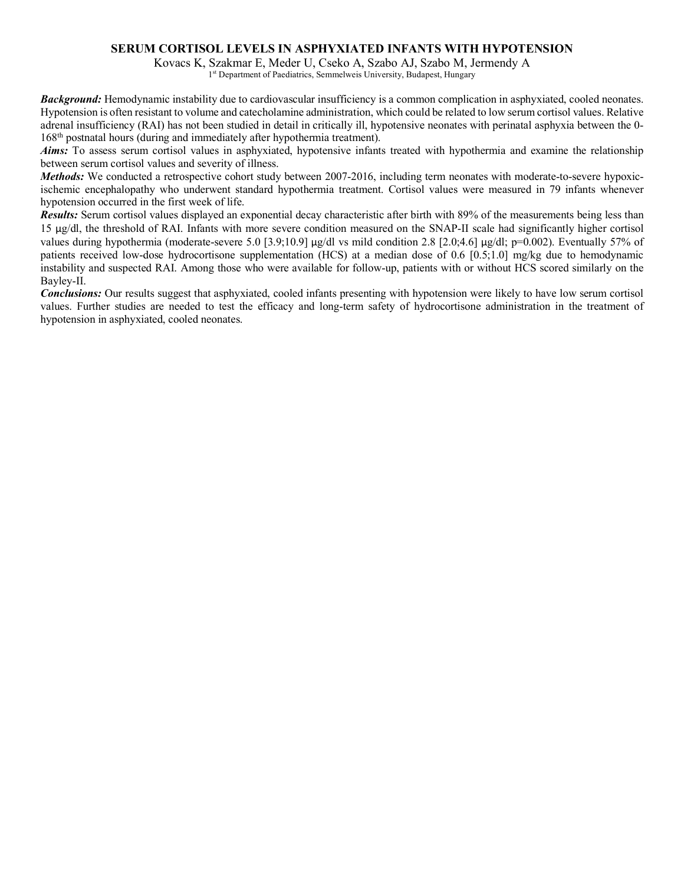# SERUM CORTISOL LEVELS IN ASPHYXIATED INFANTS WITH HYPOTENSION

Kovacs K, Szakmar E, Meder U, Cseko A, Szabo AJ, Szabo M, Jermendy A

1st Department of Paediatrics, Semmelweis University, Budapest, Hungary

***Background:*** Hemodynamic instability due to cardiovascular insufficiency is a common complication in asphyxiated, cooled neonates. Hypotension is often resistant to volume and catecholamine administration, which could be related to low serum cortisol values. Relative adrenal insufficiency (RAI) has not been studied in detail in critically ill, hypotensive neonates with perinatal asphyxia between the 0-168th postnatal hours (during and immediately after hypothermia treatment).

***Aims:*** To assess serum cortisol values in asphyxiated, hypotensive infants treated with hypothermia and examine the relationship between serum cortisol values and severity of illness.

***Methods:*** We conducted a retrospective cohort study between 2007-2016, including term neonates with moderate-to-severe hypoxic-ischemic encephalopathy who underwent standard hypothermia treatment. Cortisol values were measured in 79 infants whenever hypotension occurred in the first week of life.

***Results:*** Serum cortisol values displayed an exponential decay characteristic after birth with 89% of the measurements being less than 15 μg/dl, the threshold of RAI. Infants with more severe condition measured on the SNAP-II scale had significantly higher cortisol values during hypothermia (moderate-severe 5.0 [3.9;10.9] μg/dl vs mild condition 2.8 [2.0;4.6] μg/dl; $p=0.002$). Eventually 57% of patients received low-dose hydrocortisone supplementation (HCS) at a median dose of 0.6 [0.5;1.0] mg/kg due to hemodynamic instability and suspected RAI. Among those who were available for follow-up, patients with or without HCS scored similarly on the Bayley-II.

***Conclusions:*** Our results suggest that asphyxiated, cooled infants presenting with hypotension were likely to have low serum cortisol values. Further studies are needed to test the efficacy and long-term safety of hydrocortisone administration in the treatment of hypotension in asphyxiated, cooled neonates.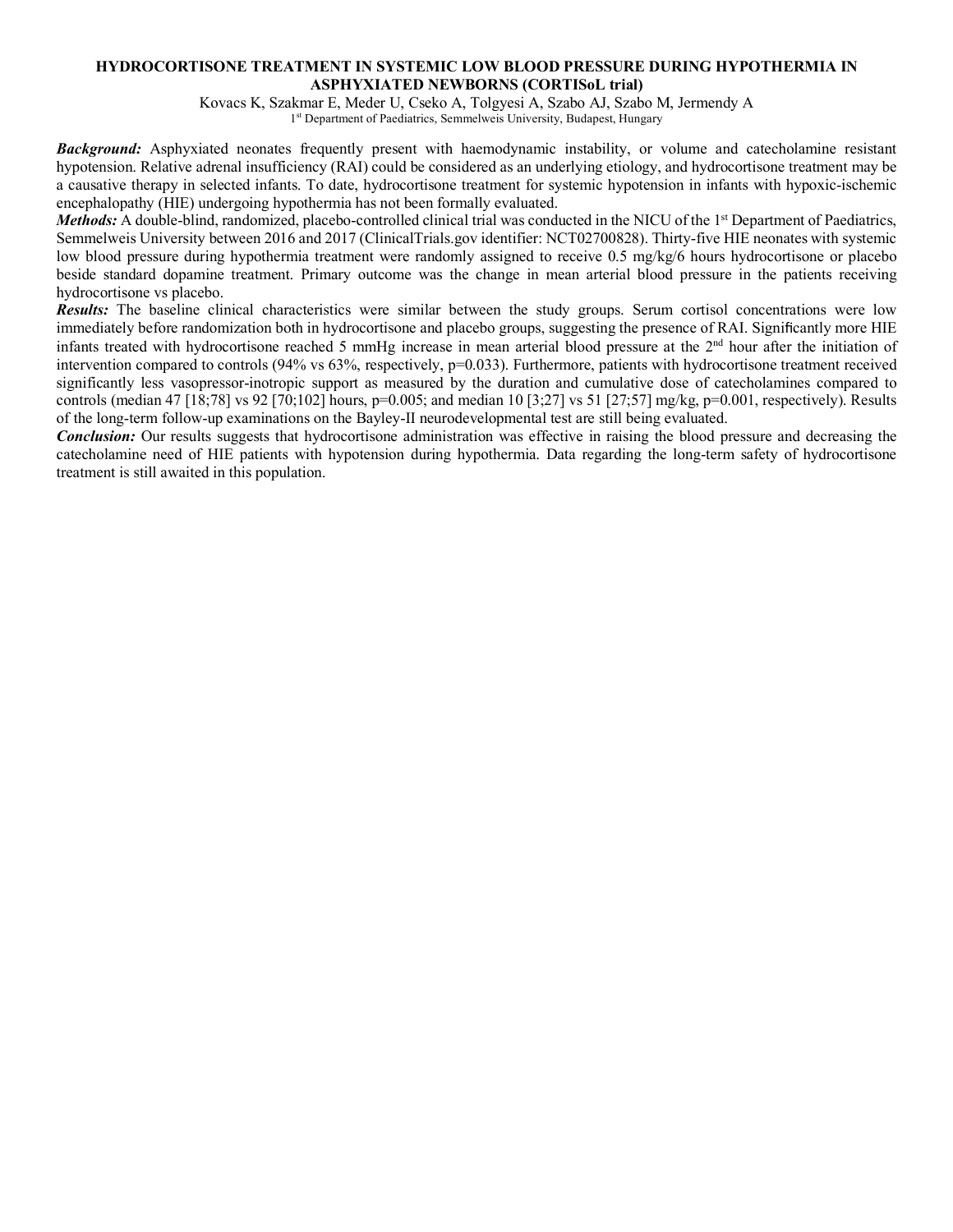# HYDROCORTISONE TREATMENT IN SYSTEMIC LOW BLOOD PRESSURE DURING HYPOTHERMIA IN ASPHYXIATED NEWBORNS (CORTISoL trial)

Kovacs K, Szakmar E, Meder U, Cseko A, Tolgyesi A, Szabo AJ, Szabo M, Jermendy A

1st Department of Paediatrics, Semmelweis University, Budapest, Hungary

***Background:*** Asphyxiated neonates frequently present with haemodynamic instability, or volume and catecholamine resistant hypotension. Relative adrenal insufficiency (RAI) could be considered as an underlying etiology, and hydrocortisone treatment may be a causative therapy in selected infants. To date, hydrocortisone treatment for systemic hypotension in infants with hypoxic-ischemic encephalopathy (HIE) undergoing hypothermia has not been formally evaluated.

***Methods:*** A double-blind, randomized, placebo-controlled clinical trial was conducted in the NICU of the 1st Department of Paediatrics, Semmelweis University between 2016 and 2017 (ClinicalTrials.gov identifier: NCT02700828). Thirty-five HIE neonates with systemic low blood pressure during hypothermia treatment were randomly assigned to receive 0.5 mg/kg/6 hours hydrocortisone or placebo beside standard dopamine treatment. Primary outcome was the change in mean arterial blood pressure in the patients receiving hydrocortisone vs placebo.

***Results:*** The baseline clinical characteristics were similar between the study groups. Serum cortisol concentrations were low immediately before randomization both in hydrocortisone and placebo groups, suggesting the presence of RAI. Significantly more HIE infants treated with hydrocortisone reached 5 mmHg increase in mean arterial blood pressure at the 2nd hour after the initiation of intervention compared to controls (94% vs 63%, respectively, $p=0.033$). Furthermore, patients with hydrocortisone treatment received significantly less vasopressor-inotropic support as measured by the duration and cumulative dose of catecholamines compared to controls (median 47 [18;78] vs 92 [70;102] hours, $p=0.005$; and median 10 [3;27] vs 51 [27;57] mg/kg, $p=0.001$, respectively). Results of the long-term follow-up examinations on the Bayley-II neurodevelopmental test are still being evaluated.

***Conclusion:*** Our results suggests that hydrocortisone administration was effective in raising the blood pressure and decreasing the catecholamine need of HIE patients with hypotension during hypothermia. Data regarding the long-term safety of hydrocortisone treatment is still awaited in this population.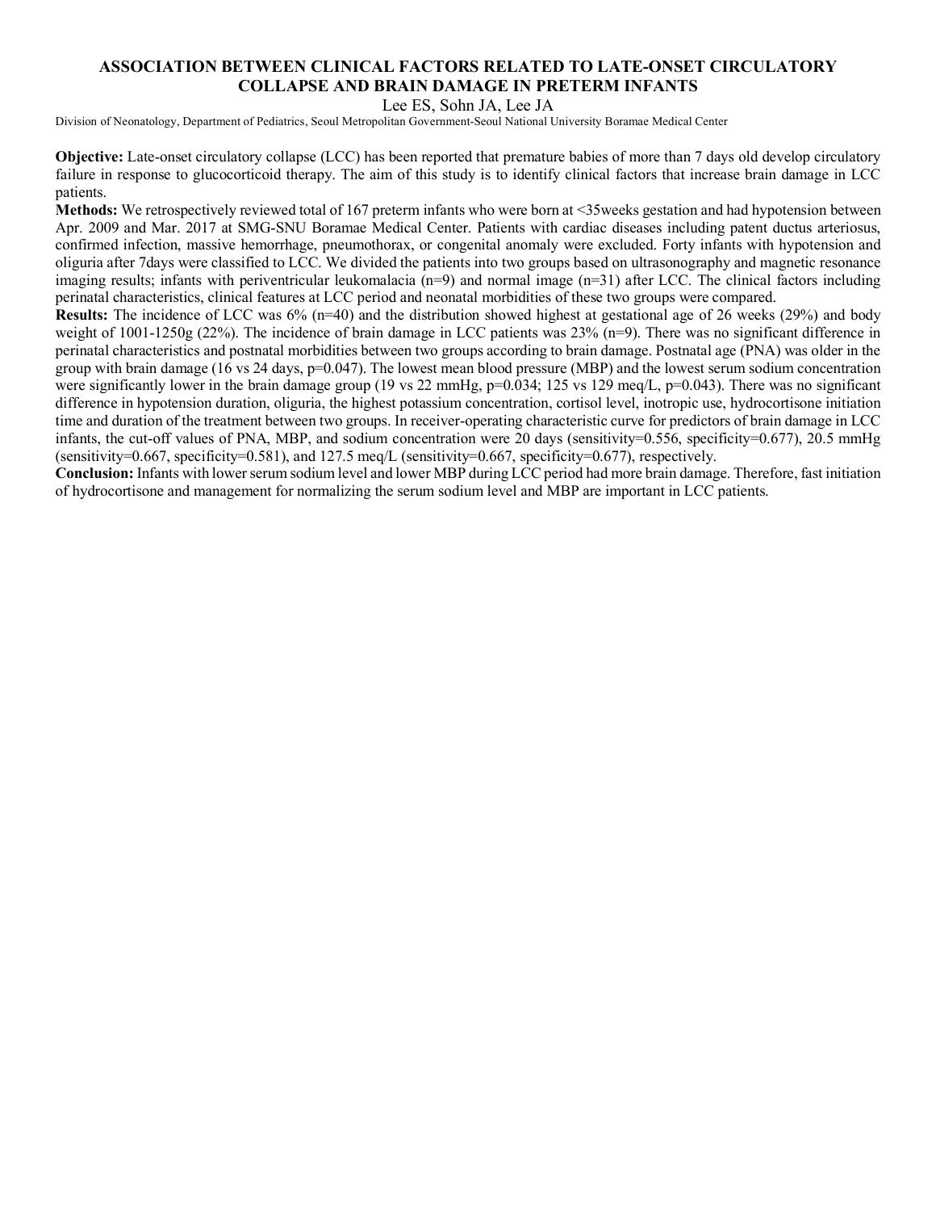# ASSOCIATION BETWEEN CLINICAL FACTORS RELATED TO LATE-ONSET CIRCULATORY COLLAPSE AND BRAIN DAMAGE IN PRETERM INFANTS

Lee ES, Sohn JA, Lee JA

Division of Neonatology, Department of Pediatrics, Seoul Metropolitan Government-Seoul National University Boramae Medical Center

**Objective:** Late-onset circulatory collapse (LCC) has been reported that premature babies of more than 7 days old develop circulatory failure in response to glucocorticoid therapy. The aim of this study is to identify clinical factors that increase brain damage in LCC patients.

**Methods:** We retrospectively reviewed total of 167 preterm infants who were born at <35weeks gestation and had hypotension between Apr. 2009 and Mar. 2017 at SMG-SNU Boramae Medical Center. Patients with cardiac diseases including patent ductus arteriosus, confirmed infection, massive hemorrhage, pneumothorax, or congenital anomaly were excluded. Forty infants with hypotension and oliguria after 7days were classified to LCC. We divided the patients into two groups based on ultrasonography and magnetic resonance imaging results; infants with periventricular leukomalacia (n=9) and normal image (n=31) after LCC. The clinical factors including perinatal characteristics, clinical features at LCC period and neonatal morbidities of these two groups were compared.

**Results:** The incidence of LCC was 6% (n=40) and the distribution showed highest at gestational age of 26 weeks (29%) and body weight of 1001-1250g (22%). The incidence of brain damage in LCC patients was 23% (n=9). There was no significant difference in perinatal characteristics and postnatal morbidities between two groups according to brain damage. Postnatal age (PNA) was older in the group with brain damage (16 vs 24 days, p=0.047). The lowest mean blood pressure (MBP) and the lowest serum sodium concentration were significantly lower in the brain damage group (19 vs 22 mmHg, p=0.034; 125 vs 129 meq/L, p=0.043). There was no significant difference in hypotension duration, oliguria, the highest potassium concentration, cortisol level, inotropic use, hydrocortisone initiation time and duration of the treatment between two groups. In receiver-operating characteristic curve for predictors of brain damage in LCC infants, the cut-off values of PNA, MBP, and sodium concentration were 20 days (sensitivity=0.556, specificity=0.677), 20.5 mmHg (sensitivity=0.667, specificity=0.581), and 127.5 meq/L (sensitivity=0.667, specificity=0.677), respectively.

**Conclusion:** Infants with lower serum sodium level and lower MBP during LCC period had more brain damage. Therefore, fast initiation of hydrocortisone and management for normalizing the serum sodium level and MBP are important in LCC patients.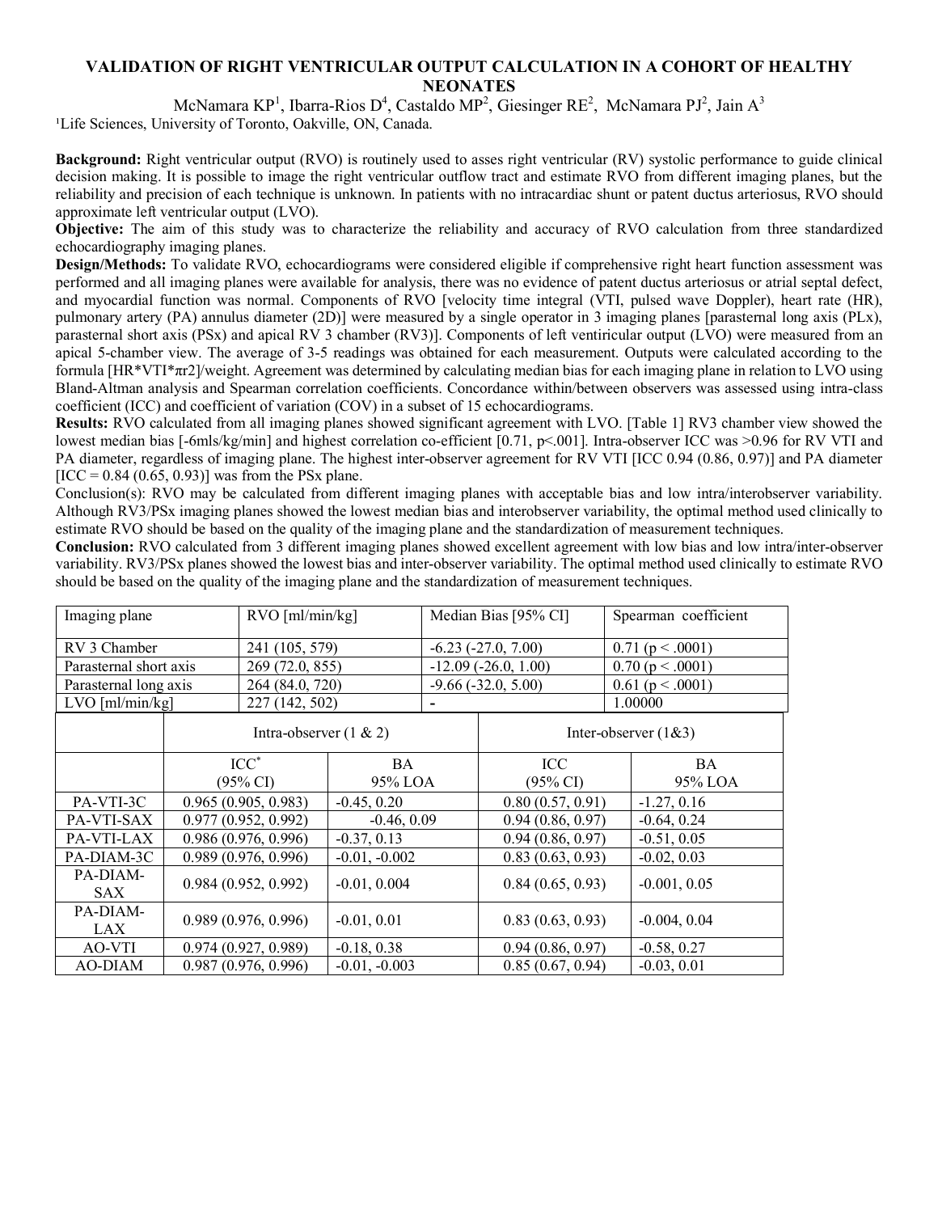# VALIDATION OF RIGHT VENTRICULAR OUTPUT CALCULATION IN A COHORT OF HEALTHY NEONATES

McNamara KP[1], Ibarra-Rios D[4], Castaldo MP[2], Giesinger RE[2], McNamara PJ[2], Jain A[3]

[1]Life Sciences, University of Toronto, Oakville, ON, Canada.

**Background:** Right ventricular output (RVO) is routinely used to asses right ventricular (RV) systolic performance to guide clinical decision making. It is possible to image the right ventricular outflow tract and estimate RVO from different imaging planes, but the reliability and precision of each technique is unknown. In patients with no intracardiac shunt or patent ductus arteriosus, RVO should approximate left ventricular output (LVO).

**Objective:** The aim of this study was to characterize the reliability and accuracy of RVO calculation from three standardized echocardiography imaging planes.

**Design/Methods:** To validate RVO, echocardiograms were considered eligible if comprehensive right heart function assessment was performed and all imaging planes were available for analysis, there was no evidence of patent ductus arteriosus or atrial septal defect, and myocardial function was normal. Components of RVO [velocity time integral (VTI, pulsed wave Doppler), heart rate (HR), pulmonary artery (PA) annulus diameter (2D)] were measured by a single operator in 3 imaging planes [parasternal long axis (PLx), parasternal short axis (PSx) and apical RV 3 chamber (RV3)]. Components of left ventricular output (LVO) were measured from an apical 5-chamber view. The average of 3-5 readings was obtained for each measurement. Outputs were calculated according to the formula [HR\*VTI\*πr2]/weight. Agreement was determined by calculating median bias for each imaging plane in relation to LVO using Bland-Altman analysis and Spearman correlation coefficients. Concordance within/between observers was assessed using intra-class coefficient (ICC) and coefficient of variation (COV) in a subset of 15 echocardiograms.

**Results:** RVO calculated from all imaging planes showed significant agreement with LVO. [Table 1] RV3 chamber view showed the lowest median bias [-6mls/kg/min] and highest correlation co-efficient [0.71, p<.001]. Intra-observer ICC was >0.96 for RV VTI and PA diameter, regardless of imaging plane. The highest inter-observer agreement for RV VTI [ICC 0.94 (0.86, 0.97)] and PA diameter [ICC = 0.84 (0.65, 0.93)] was from the PSx plane.

Conclusion(s): RVO may be calculated from different imaging planes with acceptable bias and low intra/interobserver variability. Although RV3/PSx imaging planes showed the lowest median bias and interobserver variability, the optimal method used clinically to estimate RVO should be based on the quality of the imaging plane and the standardization of measurement techniques.

**Conclusion:** RVO calculated from 3 different imaging planes showed excellent agreement with low bias and low intra/inter-observer variability. RV3/PSx planes showed the lowest bias and inter-observer variability. The optimal method used clinically to estimate RVO should be based on the quality of the imaging plane and the standardization of measurement techniques.

| Imaging plane | RVO [ml/min/kg] | Median Bias [95% CI] | Spearman coefficient |
|---|---|---|---|
| RV 3 Chamber | 241 (105, 579) | -6.23 (-27.0, 7.00) | 0.71 (p < .0001) |
| Parasternal short axis | 269 (72.0, 855) | -12.09 (-26.0, 1.00) | 0.70 (p < .0001) |
| Parasternal long axis | 264 (84.0, 720) | -9.66 (-32.0, 5.00) | 0.61 (p < .0001) |
| LVO [ml/min/kg] | 227 (142, 502) | - | 1.00000 |

| | Intra-observer (1 & 2) | | Inter-observer (1&3) | |
|---|---|---|---|---|
| | ICC* (95% CI) | BA 95% LOA | ICC (95% CI) | BA 95% LOA |
| PA-VTI-3C | 0.965 (0.905, 0.983) | -0.45, 0.20 | 0.80 (0.57, 0.91) | -1.27, 0.16 |
| PA-VTI-SAX | 0.977 (0.952, 0.992) | -0.46, 0.09 | 0.94 (0.86, 0.97) | -0.64, 0.24 |
| PA-VTI-LAX | 0.986 (0.976, 0.996) | -0.37, 0.13 | 0.94 (0.86, 0.97) | -0.51, 0.05 |
| PA-DIAM-3C | 0.989 (0.976, 0.996) | -0.01, -0.002 | 0.83 (0.63, 0.93) | -0.02, 0.03 |
| PA-DIAM-SAX | 0.984 (0.952, 0.992) | -0.01, 0.004 | 0.84 (0.65, 0.93) | -0.001, 0.05 |
| PA-DIAM-LAX | 0.989 (0.976, 0.996) | -0.01, 0.01 | 0.83 (0.63, 0.93) | -0.004, 0.04 |
| AO-VTI | 0.974 (0.927, 0.989) | -0.18, 0.38 | 0.94 (0.86, 0.97) | -0.58, 0.27 |
| AO-DIAM | 0.987 (0.976, 0.996) | -0.01, -0.003 | 0.85 (0.67, 0.94) | -0.03, 0.01 |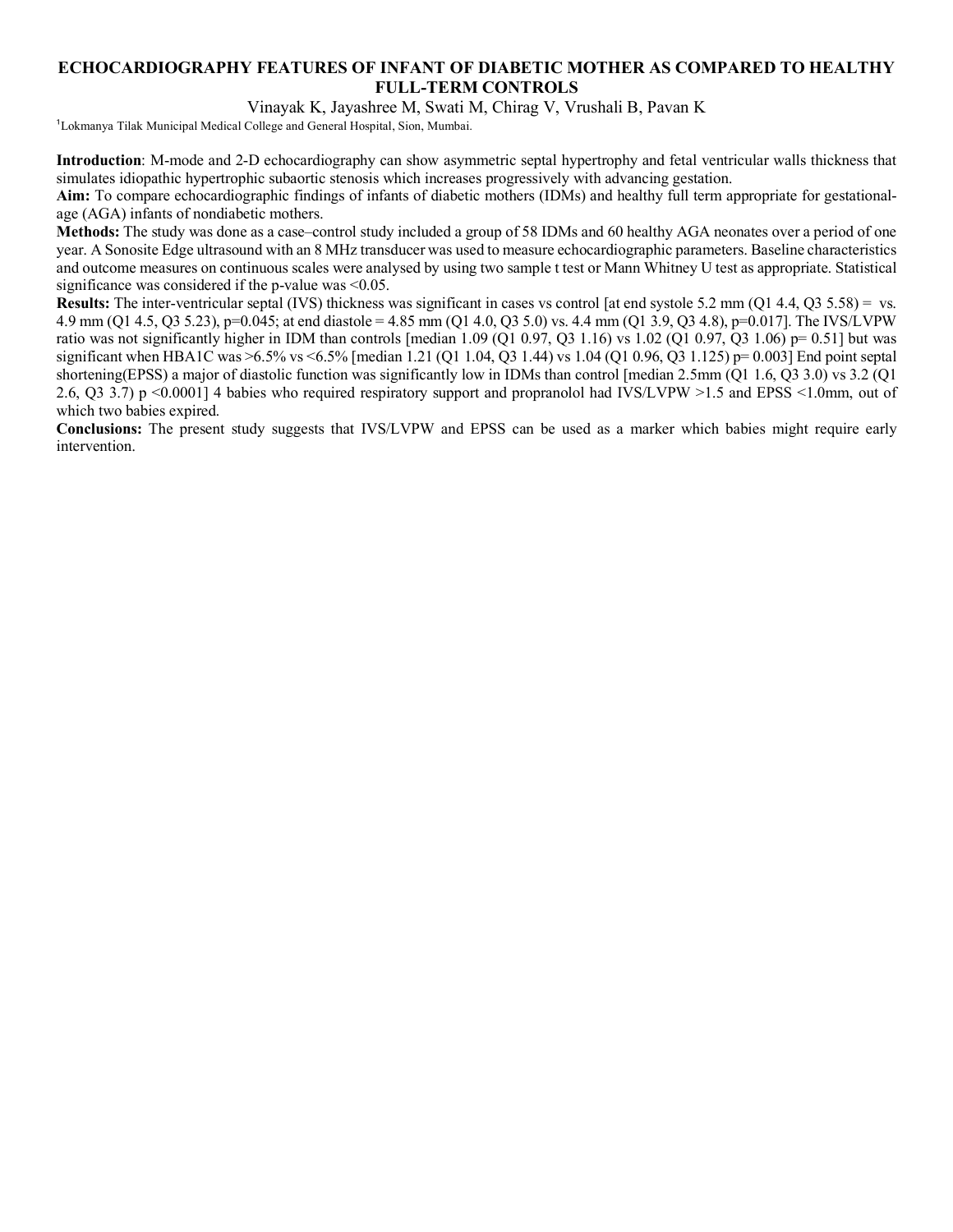# ECHOCARDIOGRAPHY FEATURES OF INFANT OF DIABETIC MOTHER AS COMPARED TO HEALTHY FULL-TERM CONTROLS

Vinayak K, Jayashree M, Swati M, Chirag V, Vrushali B, Pavan K

[1]Lokmanya Tilak Municipal Medical College and General Hospital, Sion, Mumbai.

**Introduction**: M-mode and 2-D echocardiography can show asymmetric septal hypertrophy and fetal ventricular walls thickness that simulates idiopathic hypertrophic subaortic stenosis which increases progressively with advancing gestation.

**Aim:** To compare echocardiographic findings of infants of diabetic mothers (IDMs) and healthy full term appropriate for gestational-age (AGA) infants of nondiabetic mothers.

**Methods:** The study was done as a case–control study included a group of 58 IDMs and 60 healthy AGA neonates over a period of one year. A Sonosite Edge ultrasound with an 8 MHz transducer was used to measure echocardiographic parameters. Baseline characteristics and outcome measures on continuous scales were analysed by using two sample t test or Mann Whitney U test as appropriate. Statistical significance was considered if the p-value was <0.05.

**Results:** The inter-ventricular septal (IVS) thickness was significant in cases vs control [at end systole 5.2 mm (Q1 4.4, Q3 5.58) = vs. 4.9 mm (Q1 4.5, Q3 5.23), p=0.045; at end diastole = 4.85 mm (Q1 4.0, Q3 5.0) vs. 4.4 mm (Q1 3.9, Q3 4.8), p=0.017]. The IVS/LVPW ratio was not significantly higher in IDM than controls [median 1.09 (Q1 0.97, Q3 1.16) vs 1.02 (Q1 0.97, Q3 1.06) p= 0.51] but was significant when HBA1C was >6.5% vs <6.5% [median 1.21 (Q1 1.04, Q3 1.44) vs 1.04 (Q1 0.96, Q3 1.125) p= 0.003] End point septal shortening(EPSS) a major of diastolic function was significantly low in IDMs than control [median 2.5mm (Q1 1.6, Q3 3.0) vs 3.2 (Q1 2.6, Q3 3.7) p <0.0001] 4 babies who required respiratory support and propranolol had IVS/LVPW >1.5 and EPSS <1.0mm, out of which two babies expired.

**Conclusions:** The present study suggests that IVS/LVPW and EPSS can be used as a marker which babies might require early intervention.